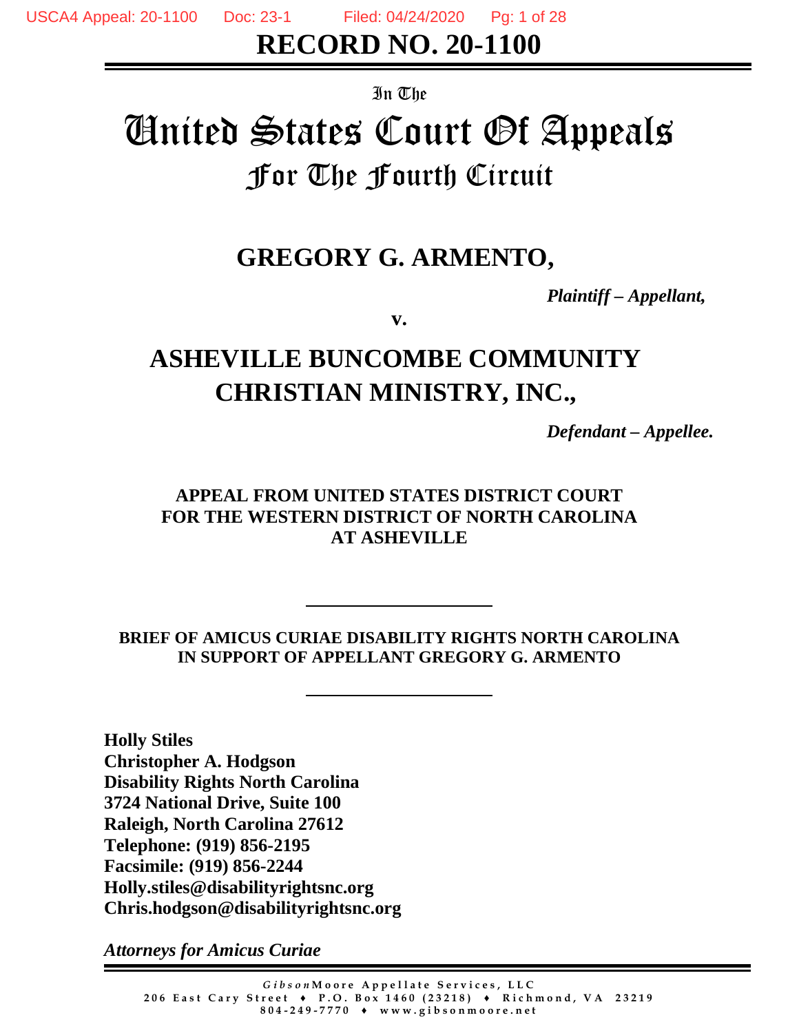# RECORD NO. 20-1100

In The

# United States Court Of Appeals

## For The Fourth Circuit

## GREGORY G. ARMENTO,

*Plaintiff – Appellant,*

v.

## ASHEVILLE BUNCOMBE COMMUNITY CHRISTIAN MINISTRY, INC.,

*Defendant – Appellee.*

**APPEAL FROM UNITED STATES DISTRICT COURT FOR THE WESTERN DISTRICT OF NORTH CAROLINA AT ASHEVILLE**

---

**BRIEF OF AMICUS CURIAE DISABILITY RIGHTS NORTH CAROLINA IN SUPPORT OF APPELLANT GREGORY G. ARMENTO**

---

**Holly Stiles**
**Christopher A. Hodgson**
**Disability Rights North Carolina**
**3724 National Drive, Suite 100**
**Raleigh, North Carolina 27612**
**Telephone: (919) 856-2195**
**Facsimile: (919) 856-2244**
**Holly.stiles@disabilityrightsnc.org**
**Chris.hodgson@disabilityrightsnc.org**

***Attorneys for Amicus Curiae***

*Gibson*Moore Appellate Services, LLC
206 East Cary Street ♦ P.O. Box 1460 (23218) ♦ Richmond, VA 23219
804-249-7770 ♦ www.gibsonmoore.net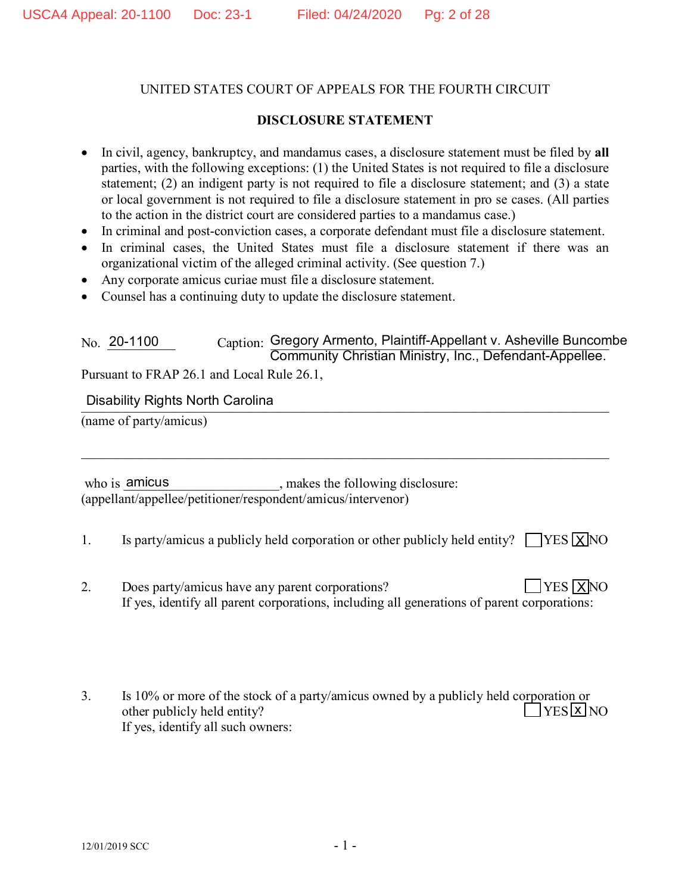UNITED STATES COURT OF APPEALS FOR THE FOURTH CIRCUIT

**DISCLOSURE STATEMENT**

- In civil, agency, bankruptcy, and mandamus cases, a disclosure statement must be filed by **all** parties, with the following exceptions: (1) the United States is not required to file a disclosure statement; (2) an indigent party is not required to file a disclosure statement; and (3) a state or local government is not required to file a disclosure statement in pro se cases. (All parties to the action in the district court are considered parties to a mandamus case.)
- In criminal and post-conviction cases, a corporate defendant must file a disclosure statement.
- In criminal cases, the United States must file a disclosure statement if there was an organizational victim of the alleged criminal activity. (See question 7.)
- Any corporate amicus curiae must file a disclosure statement.
- Counsel has a continuing duty to update the disclosure statement.

No. 20-1100 Caption: Gregory Armento, Plaintiff-Appellant v. Asheville Buncombe Community Christian Ministry, Inc., Defendant-Appellee.

Pursuant to FRAP 26.1 and Local Rule 26.1,

Disability Rights North Carolina
(name of party/amicus)

who is amicus, makes the following disclosure:
(appellant/appellee/petitioner/respondent/amicus/intervenor)

1. Is party/amicus a publicly held corporation or other publicly held entity? ☐ YES ☒ NO

2. Does party/amicus have any parent corporations? ☐ YES ☒ NO
   If yes, identify all parent corporations, including all generations of parent corporations:

3. Is 10% or more of the stock of a party/amicus owned by a publicly held corporation or other publicly held entity? ☐ YES ☒ NO
   If yes, identify all such owners:

12/01/2019 SCC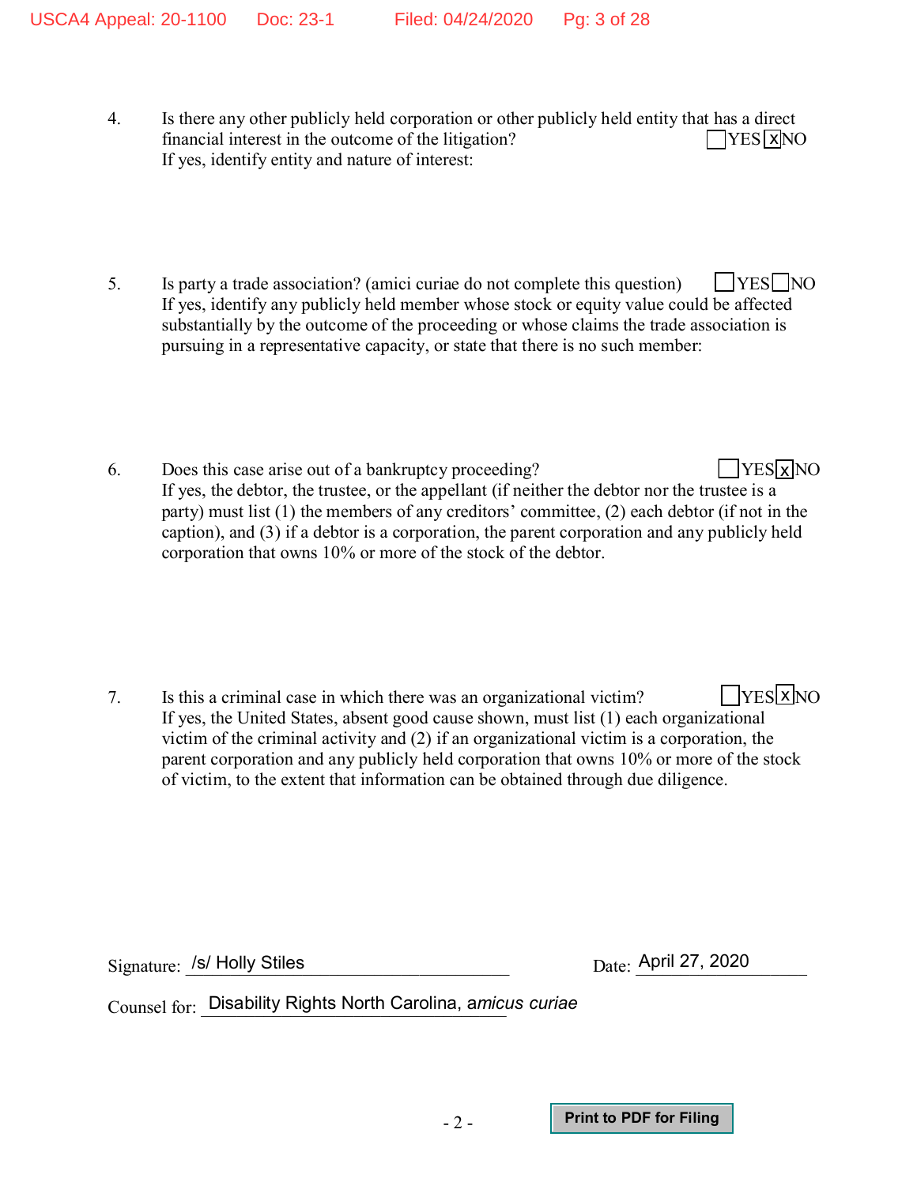4. Is there any other publicly held corporation or other publicly held entity that has a direct financial interest in the outcome of the litigation? ☐ YES ☒ NO
   If yes, identify entity and nature of interest:

5. Is party a trade association? (amici curiae do not complete this question) ☐ YES ☐ NO
   If yes, identify any publicly held member whose stock or equity value could be affected substantially by the outcome of the proceeding or whose claims the trade association is pursuing in a representative capacity, or state that there is no such member:

6. Does this case arise out of a bankruptcy proceeding? ☐ YES ☒ NO
   If yes, the debtor, the trustee, or the appellant (if neither the debtor nor the trustee is a party) must list (1) the members of any creditors' committee, (2) each debtor (if not in the caption), and (3) if a debtor is a corporation, the parent corporation and any publicly held corporation that owns 10% or more of the stock of the debtor.

7. Is this a criminal case in which there was an organizational victim? ☐ YES ☒ NO
   If yes, the United States, absent good cause shown, must list (1) each organizational victim of the criminal activity and (2) if an organizational victim is a corporation, the parent corporation and any publicly held corporation that owns 10% or more of the stock of victim, to the extent that information can be obtained through due diligence.

Signature: /s/ Holly Stiles Date: April 27, 2020

Counsel for: Disability Rights North Carolina, *amicus curiae*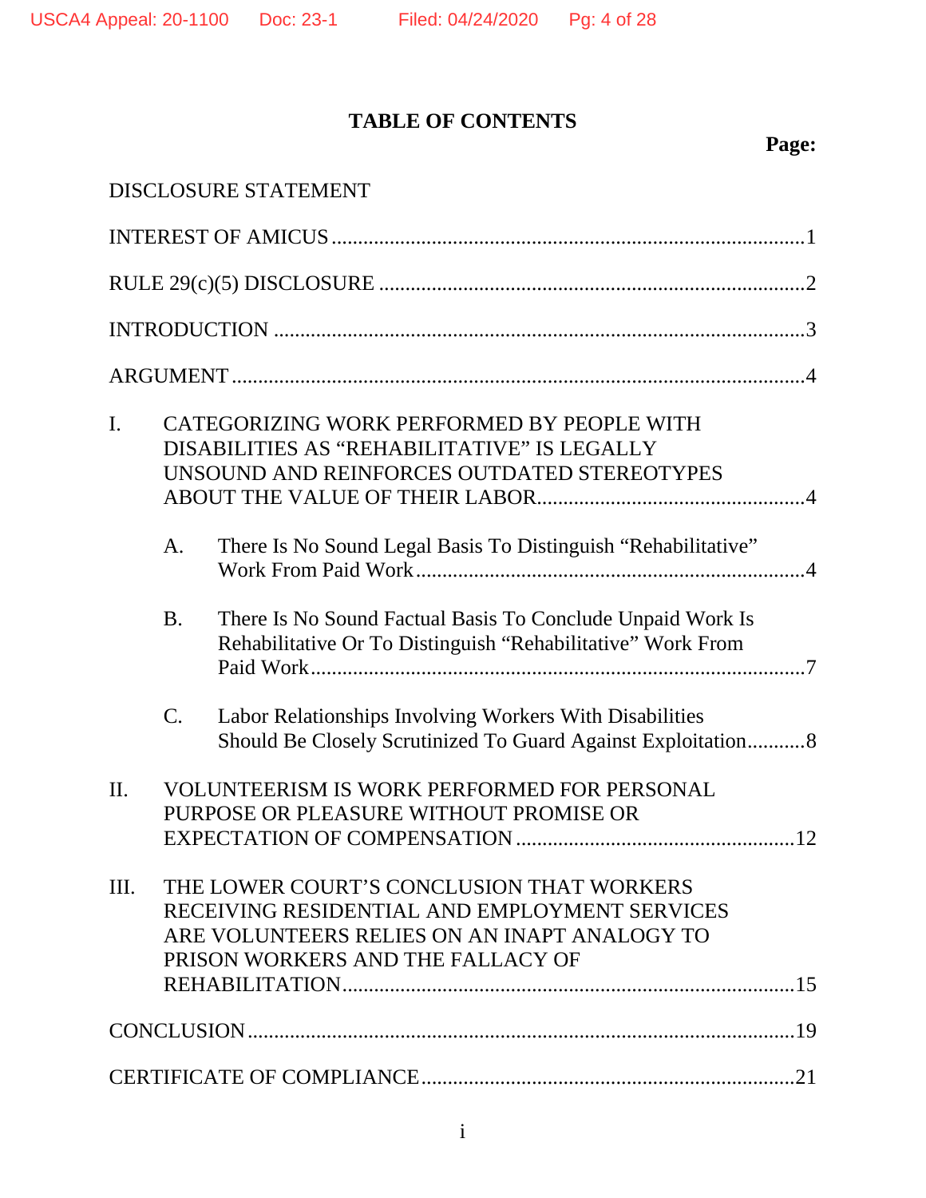## TABLE OF CONTENTS

**Page:**

DISCLOSURE STATEMENT

INTEREST OF AMICUS ....................................................................................1

RULE 29(c)(5) DISCLOSURE ...........................................................................2

INTRODUCTION ...............................................................................................3

ARGUMENT .......................................................................................................4

I. CATEGORIZING WORK PERFORMED BY PEOPLE WITH DISABILITIES AS "REHABILITATIVE" IS LEGALLY UNSOUND AND REINFORCES OUTDATED STEREOTYPES ABOUT THE VALUE OF THEIR LABOR.................................................4

   A. There Is No Sound Legal Basis To Distinguish "Rehabilitative" Work From Paid Work .........................................................................4

   B. There Is No Sound Factual Basis To Conclude Unpaid Work Is Rehabilitative Or To Distinguish "Rehabilitative" Work From Paid Work ...........................................................................................7

   C. Labor Relationships Involving Workers With Disabilities Should Be Closely Scrutinized To Guard Against Exploitation...........8

II. VOLUNTEERISM IS WORK PERFORMED FOR PERSONAL PURPOSE OR PLEASURE WITHOUT PROMISE OR EXPECTATION OF COMPENSATION ....................................................12

III. THE LOWER COURT'S CONCLUSION THAT WORKERS RECEIVING RESIDENTIAL AND EMPLOYMENT SERVICES ARE VOLUNTEERS RELIES ON AN INAPT ANALOGY TO PRISON WORKERS AND THE FALLACY OF REHABILITATION..................................................................................15

CONCLUSION ..................................................................................................19

CERTIFICATE OF COMPLIANCE ..................................................................21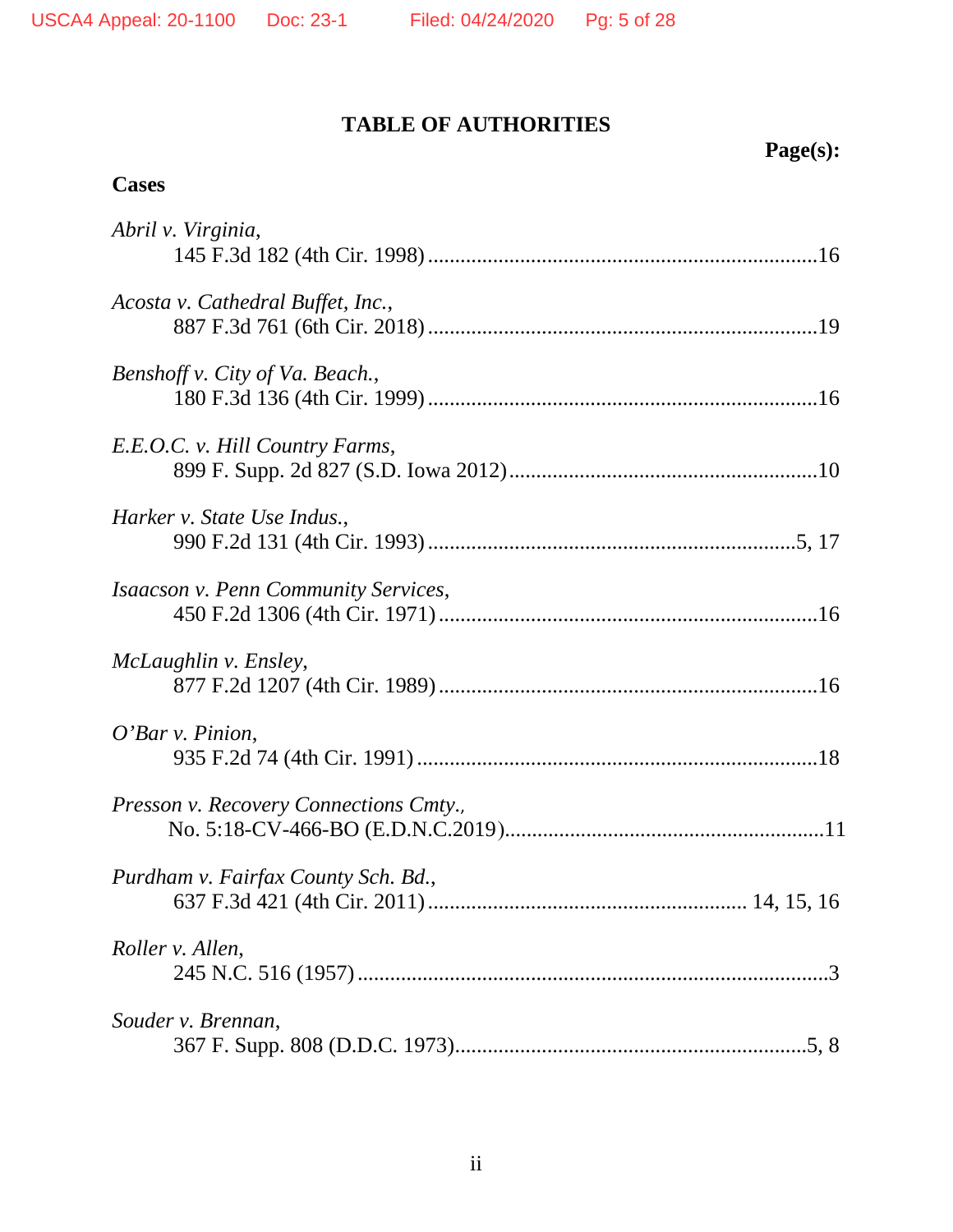# TABLE OF AUTHORITIES

**Page(s):**

**Cases**

*Abril v. Virginia*,
145 F.3d 182 (4th Cir. 1998) ....................................................................16

*Acosta v. Cathedral Buffet, Inc.*,
887 F.3d 761 (6th Cir. 2018) ....................................................................19

*Benshoff v. City of Va. Beach.*,
180 F.3d 136 (4th Cir. 1999) ....................................................................16

*E.E.O.C. v. Hill Country Farms*,
899 F. Supp. 2d 827 (S.D. Iowa 2012)......................................................10

*Harker v. State Use Indus.*,
990 F.2d 131 (4th Cir. 1993) ..................................................................5, 17

*Isaacson v. Penn Community Services*,
450 F.2d 1306 (4th Cir. 1971) ..................................................................16

*McLaughlin v. Ensley*,
877 F.2d 1207 (4th Cir. 1989) ..................................................................16

*O'Bar v. Pinion*,
935 F.2d 74 (4th Cir. 1991) ......................................................................18

*Presson v. Recovery Connections Cmty.*,
No. 5:18-CV-466-BO (E.D.N.C.2019)........................................................11

*Purdham v. Fairfax County Sch. Bd.*,
637 F.3d 421 (4th Cir. 2011) ...................................................... 14, 15, 16

*Roller v. Allen*,
245 N.C. 516 (1957) ....................................................................................3

*Souder v. Brennan*,
367 F. Supp. 808 (D.D.C. 1973)...............................................................5, 8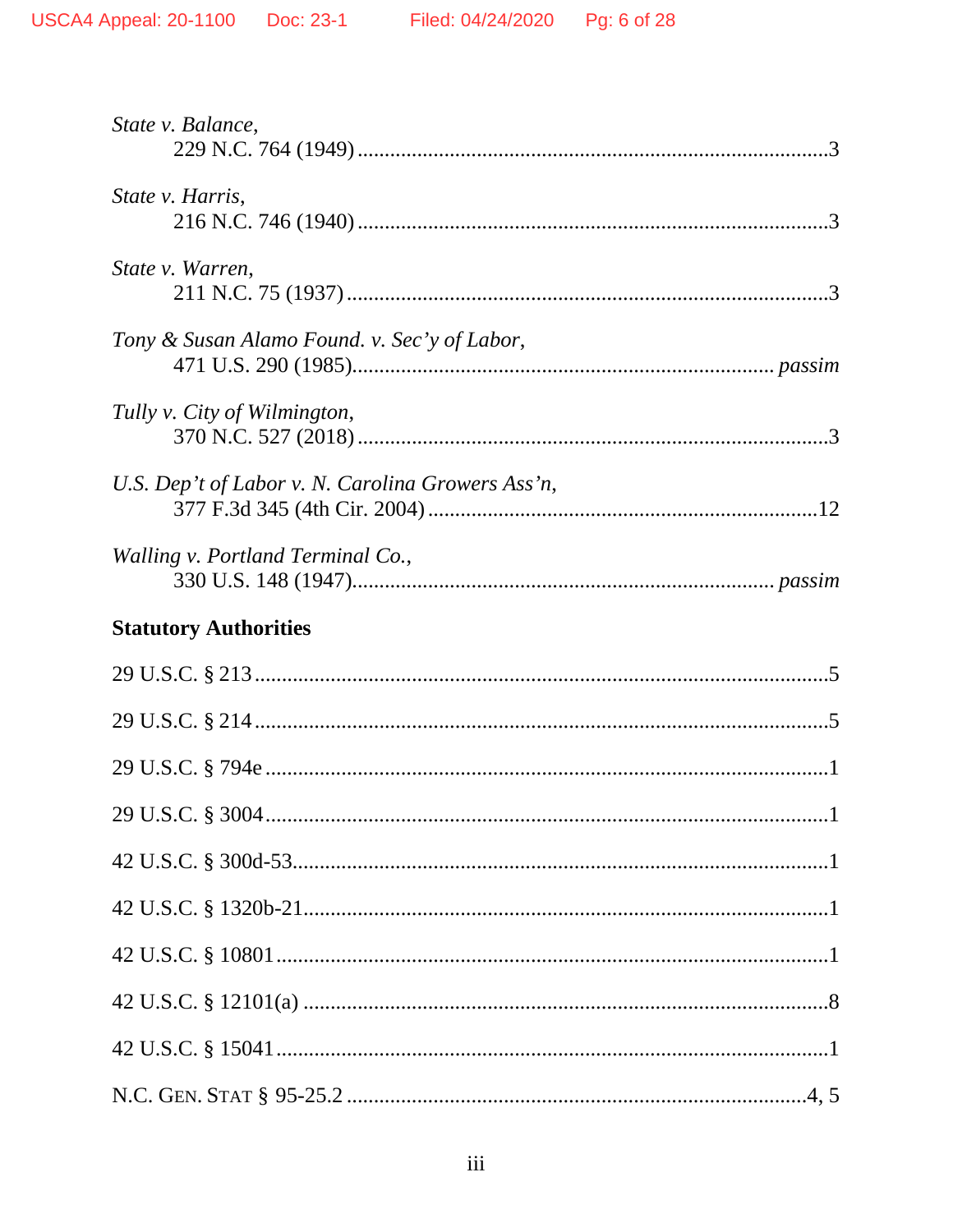*State v. Balance*,
229 N.C. 764 (1949) .......................................................................................3

*State v. Harris*,
216 N.C. 746 (1940) .......................................................................................3

*State v. Warren*,
211 N.C. 75 (1937) .........................................................................................3

*Tony & Susan Alamo Found. v. Sec'y of Labor*,
471 U.S. 290 (1985)............................................................................ *passim*

*Tully v. City of Wilmington*,
370 N.C. 527 (2018) .......................................................................................3

*U.S. Dep't of Labor v. N. Carolina Growers Ass'n*,
377 F.3d 345 (4th Cir. 2004) .........................................................................12

*Walling v. Portland Terminal Co.*,
330 U.S. 148 (1947)............................................................................ *passim*

**Statutory Authorities**

29 U.S.C. § 213 ...........................................................................................................5

29 U.S.C. § 214 ...........................................................................................................5

29 U.S.C. § 794e .........................................................................................................1

29 U.S.C. § 3004 .........................................................................................................1

42 U.S.C. § 300d-53....................................................................................................1

42 U.S.C. § 1320b-21..................................................................................................1

42 U.S.C. § 10801 .......................................................................................................1

42 U.S.C. § 12101(a) ..................................................................................................8

42 U.S.C. § 15041 .......................................................................................................1

N.C. GEN. STAT § 95-25.2 .....................................................................................4, 5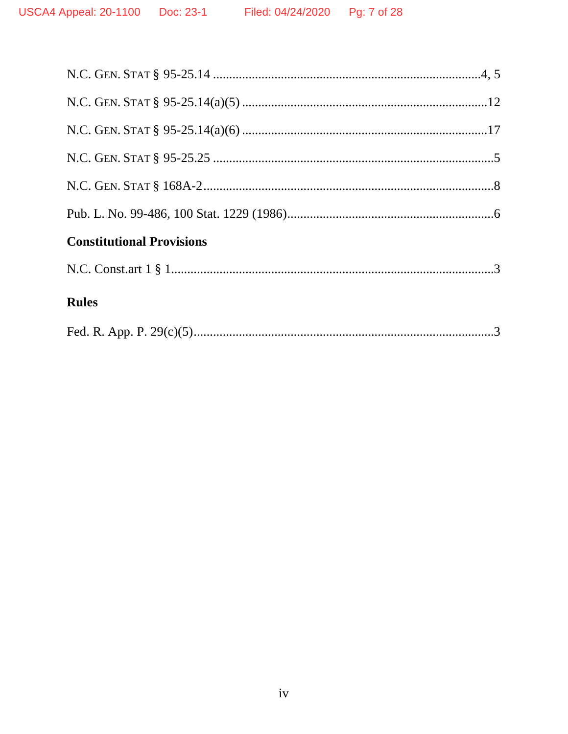N.C. GEN. STAT § 95-25.14 ....................................................................................4, 5

N.C. GEN. STAT § 95-25.14(a)(5) ............................................................................12

N.C. GEN. STAT § 95-25.14(a)(6) ............................................................................17

N.C. GEN. STAT § 95-25.25 .......................................................................................5

N.C. GEN. STAT § 168A-2...........................................................................................8

Pub. L. No. 99-486, 100 Stat. 1229 (1986)..................................................................6

**Constitutional Provisions**

N.C. Const.art 1 § 1.....................................................................................................3

**Rules**

Fed. R. App. P. 29(c)(5)...............................................................................................3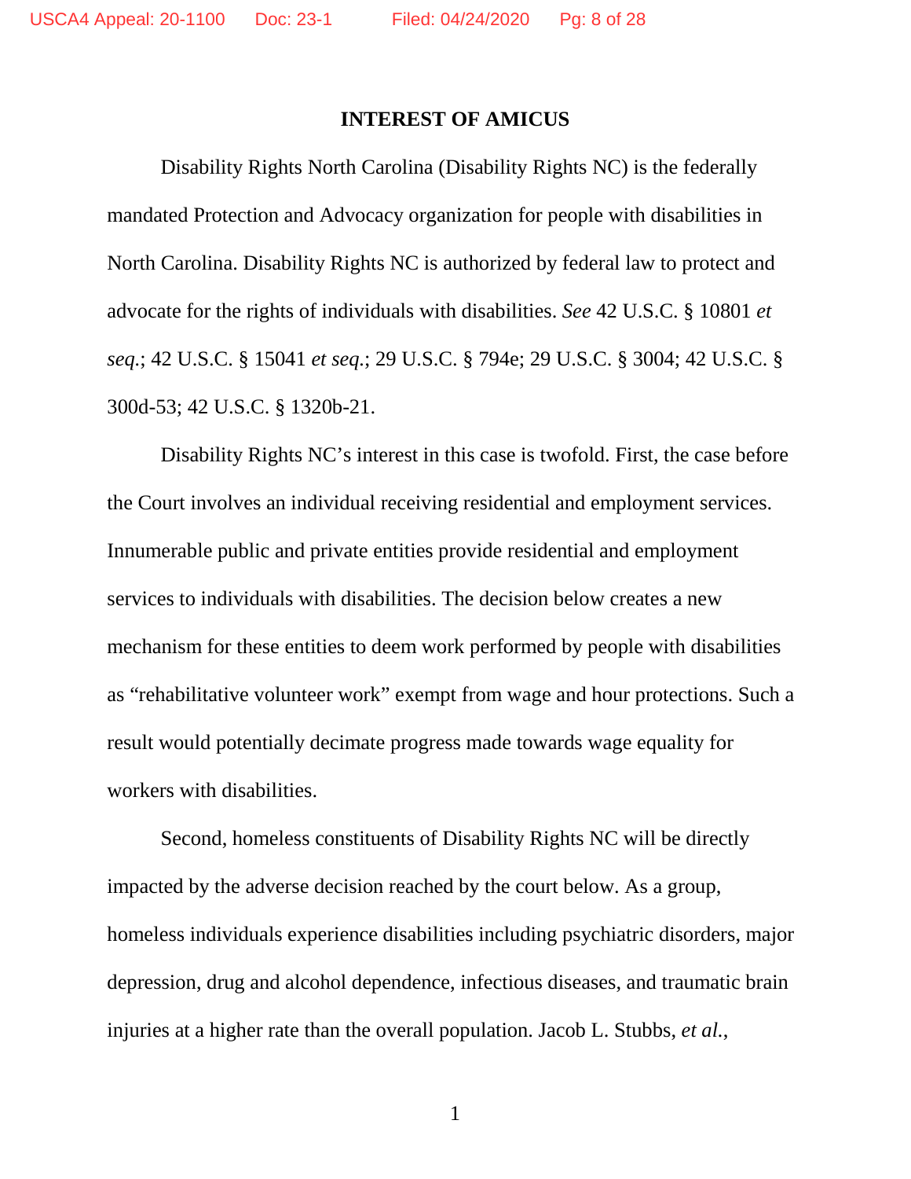## INTEREST OF AMICUS

Disability Rights North Carolina (Disability Rights NC) is the federally mandated Protection and Advocacy organization for people with disabilities in North Carolina. Disability Rights NC is authorized by federal law to protect and advocate for the rights of individuals with disabilities. *See* 42 U.S.C. § 10801 *et seq.*; 42 U.S.C. § 15041 *et seq.*; 29 U.S.C. § 794e; 29 U.S.C. § 3004; 42 U.S.C. § 300d-53; 42 U.S.C. § 1320b-21.

Disability Rights NC's interest in this case is twofold. First, the case before the Court involves an individual receiving residential and employment services. Innumerable public and private entities provide residential and employment services to individuals with disabilities. The decision below creates a new mechanism for these entities to deem work performed by people with disabilities as "rehabilitative volunteer work" exempt from wage and hour protections. Such a result would potentially decimate progress made towards wage equality for workers with disabilities.

Second, homeless constituents of Disability Rights NC will be directly impacted by the adverse decision reached by the court below. As a group, homeless individuals experience disabilities including psychiatric disorders, major depression, drug and alcohol dependence, infectious diseases, and traumatic brain injuries at a higher rate than the overall population. Jacob L. Stubbs, *et al.*,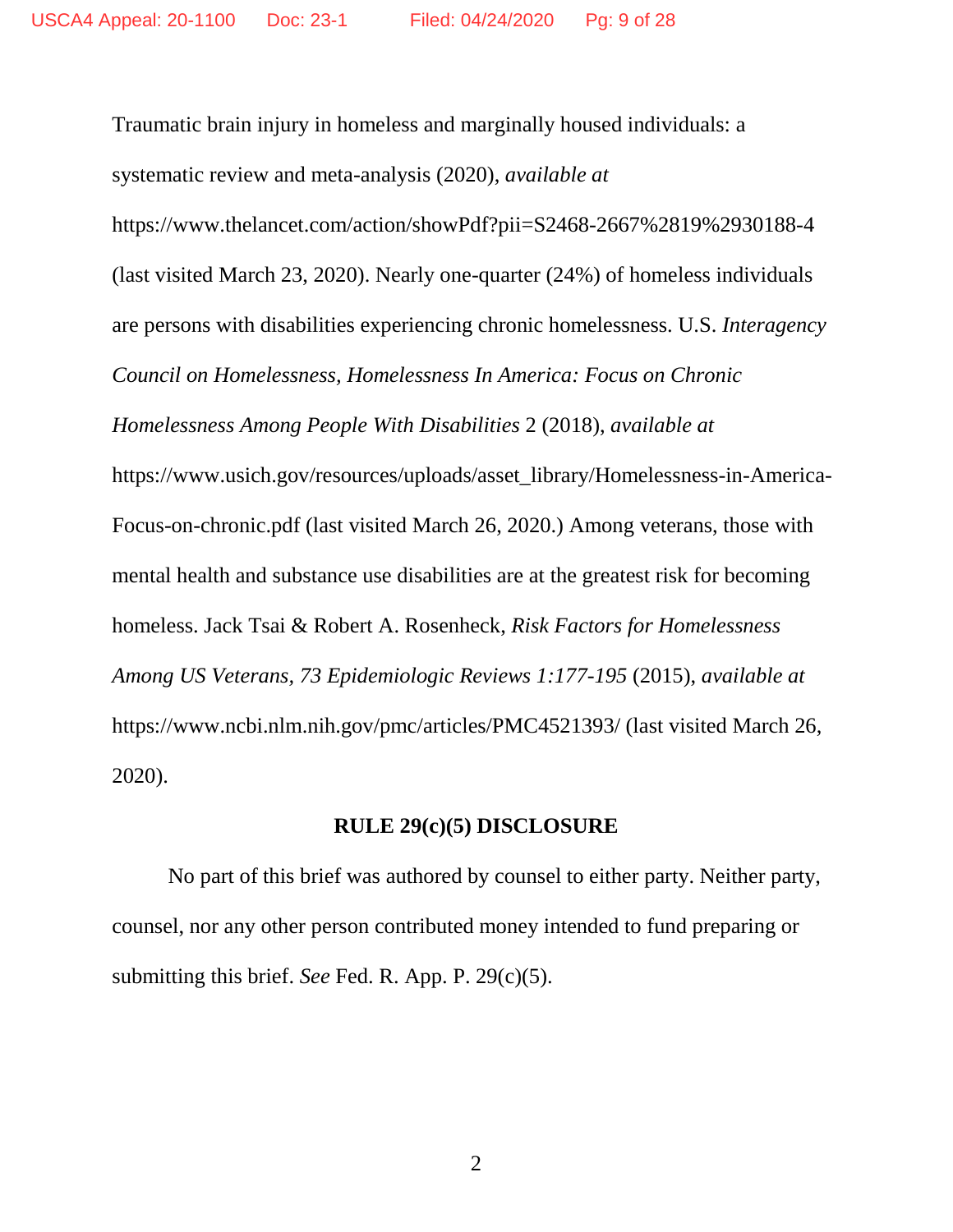Traumatic brain injury in homeless and marginally housed individuals: a systematic review and meta-analysis (2020), *available at* https://www.thelancet.com/action/showPdf?pii=S2468-2667%2819%2930188-4 (last visited March 23, 2020). Nearly one-quarter (24%) of homeless individuals are persons with disabilities experiencing chronic homelessness. U.S. *Interagency Council on Homelessness, Homelessness In America: Focus on Chronic Homelessness Among People With Disabilities* 2 (2018), *available at* https://www.usich.gov/resources/uploads/asset_library/Homelessness-in-America-Focus-on-chronic.pdf (last visited March 26, 2020.) Among veterans, those with mental health and substance use disabilities are at the greatest risk for becoming homeless. Jack Tsai & Robert A. Rosenheck, *Risk Factors for Homelessness Among US Veterans, 73 Epidemiologic Reviews 1:177-195* (2015), *available at* https://www.ncbi.nlm.nih.gov/pmc/articles/PMC4521393/ (last visited March 26, 2020).

**RULE 29(c)(5) DISCLOSURE**

No part of this brief was authored by counsel to either party. Neither party, counsel, nor any other person contributed money intended to fund preparing or submitting this brief. *See* Fed. R. App. P. 29(c)(5).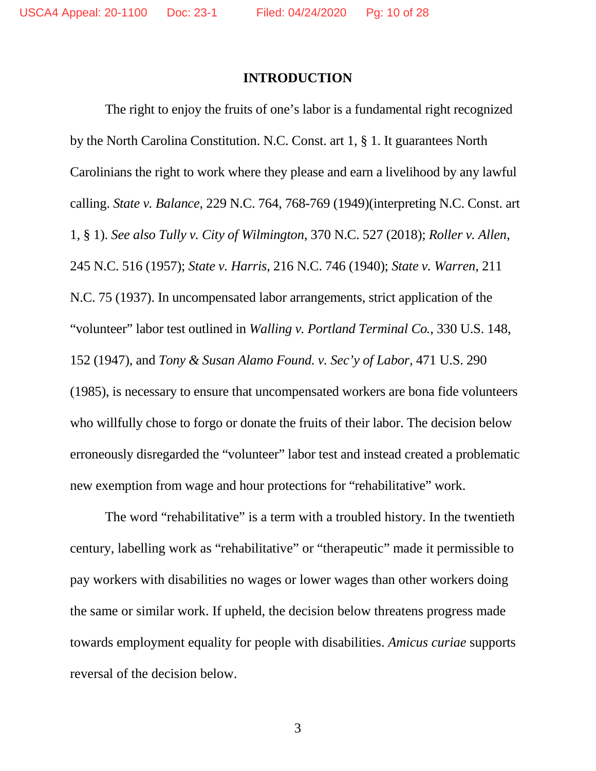## INTRODUCTION

The right to enjoy the fruits of one's labor is a fundamental right recognized by the North Carolina Constitution. N.C. Const. art 1, § 1. It guarantees North Carolinians the right to work where they please and earn a livelihood by any lawful calling. *State v. Balance*, 229 N.C. 764, 768-769 (1949)(interpreting N.C. Const. art 1, § 1). *See also Tully v. City of Wilmington*, 370 N.C. 527 (2018); *Roller v. Allen*, 245 N.C. 516 (1957); *State v. Harris*, 216 N.C. 746 (1940); *State v. Warren*, 211 N.C. 75 (1937). In uncompensated labor arrangements, strict application of the "volunteer" labor test outlined in *Walling v. Portland Terminal Co.*, 330 U.S. 148, 152 (1947), and *Tony & Susan Alamo Found. v. Sec'y of Labor*, 471 U.S. 290 (1985), is necessary to ensure that uncompensated workers are bona fide volunteers who willfully chose to forgo or donate the fruits of their labor. The decision below erroneously disregarded the "volunteer" labor test and instead created a problematic new exemption from wage and hour protections for "rehabilitative" work.

The word "rehabilitative" is a term with a troubled history. In the twentieth century, labelling work as "rehabilitative" or "therapeutic" made it permissible to pay workers with disabilities no wages or lower wages than other workers doing the same or similar work. If upheld, the decision below threatens progress made towards employment equality for people with disabilities. *Amicus curiae* supports reversal of the decision below.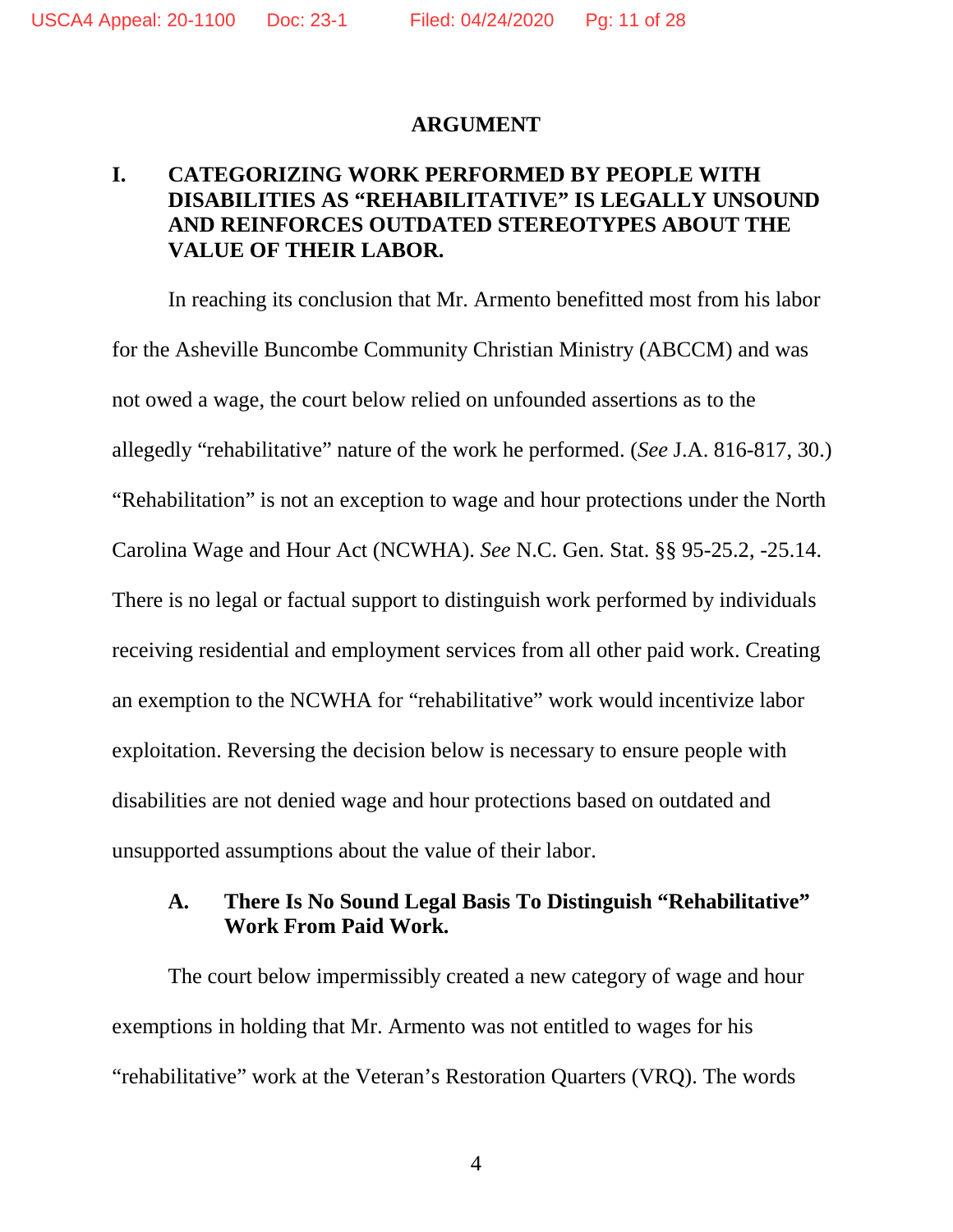## ARGUMENT

### I. CATEGORIZING WORK PERFORMED BY PEOPLE WITH DISABILITIES AS "REHABILITATIVE" IS LEGALLY UNSOUND AND REINFORCES OUTDATED STEREOTYPES ABOUT THE VALUE OF THEIR LABOR.

In reaching its conclusion that Mr. Armento benefitted most from his labor for the Asheville Buncombe Community Christian Ministry (ABCCM) and was not owed a wage, the court below relied on unfounded assertions as to the allegedly "rehabilitative" nature of the work he performed. (*See* J.A. 816-817, 30.) "Rehabilitation" is not an exception to wage and hour protections under the North Carolina Wage and Hour Act (NCWHA). *See* N.C. Gen. Stat. §§ 95-25.2, -25.14. There is no legal or factual support to distinguish work performed by individuals receiving residential and employment services from all other paid work. Creating an exemption to the NCWHA for "rehabilitative" work would incentivize labor exploitation. Reversing the decision below is necessary to ensure people with disabilities are not denied wage and hour protections based on outdated and unsupported assumptions about the value of their labor.

#### A. There Is No Sound Legal Basis To Distinguish "Rehabilitative" Work From Paid Work.

The court below impermissibly created a new category of wage and hour exemptions in holding that Mr. Armento was not entitled to wages for his "rehabilitative" work at the Veteran's Restoration Quarters (VRQ). The words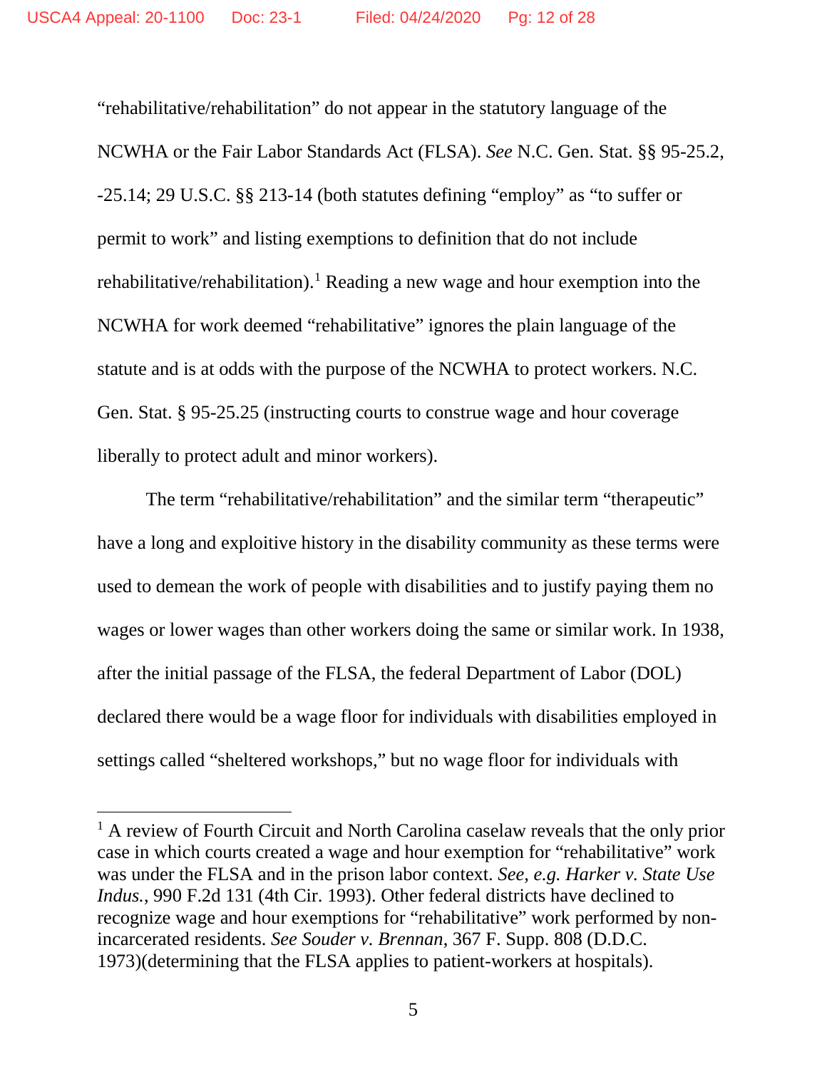"rehabilitative/rehabilitation" do not appear in the statutory language of the NCWHA or the Fair Labor Standards Act (FLSA). *See* N.C. Gen. Stat. §§ 95-25.2, -25.14; 29 U.S.C. §§ 213-14 (both statutes defining "employ" as "to suffer or permit to work" and listing exemptions to definition that do not include rehabilitative/rehabilitation).[1] Reading a new wage and hour exemption into the NCWHA for work deemed "rehabilitative" ignores the plain language of the statute and is at odds with the purpose of the NCWHA to protect workers. N.C. Gen. Stat. § 95-25.25 (instructing courts to construe wage and hour coverage liberally to protect adult and minor workers).

The term "rehabilitative/rehabilitation" and the similar term "therapeutic" have a long and exploitive history in the disability community as these terms were used to demean the work of people with disabilities and to justify paying them no wages or lower wages than other workers doing the same or similar work. In 1938, after the initial passage of the FLSA, the federal Department of Labor (DOL) declared there would be a wage floor for individuals with disabilities employed in settings called "sheltered workshops," but no wage floor for individuals with

---

[1] A review of Fourth Circuit and North Carolina caselaw reveals that the only prior case in which courts created a wage and hour exemption for "rehabilitative" work was under the FLSA and in the prison labor context. *See, e.g. Harker v. State Use Indus.*, 990 F.2d 131 (4th Cir. 1993). Other federal districts have declined to recognize wage and hour exemptions for "rehabilitative" work performed by non-incarcerated residents. *See Souder v. Brennan*, 367 F. Supp. 808 (D.D.C. 1973)(determining that the FLSA applies to patient-workers at hospitals).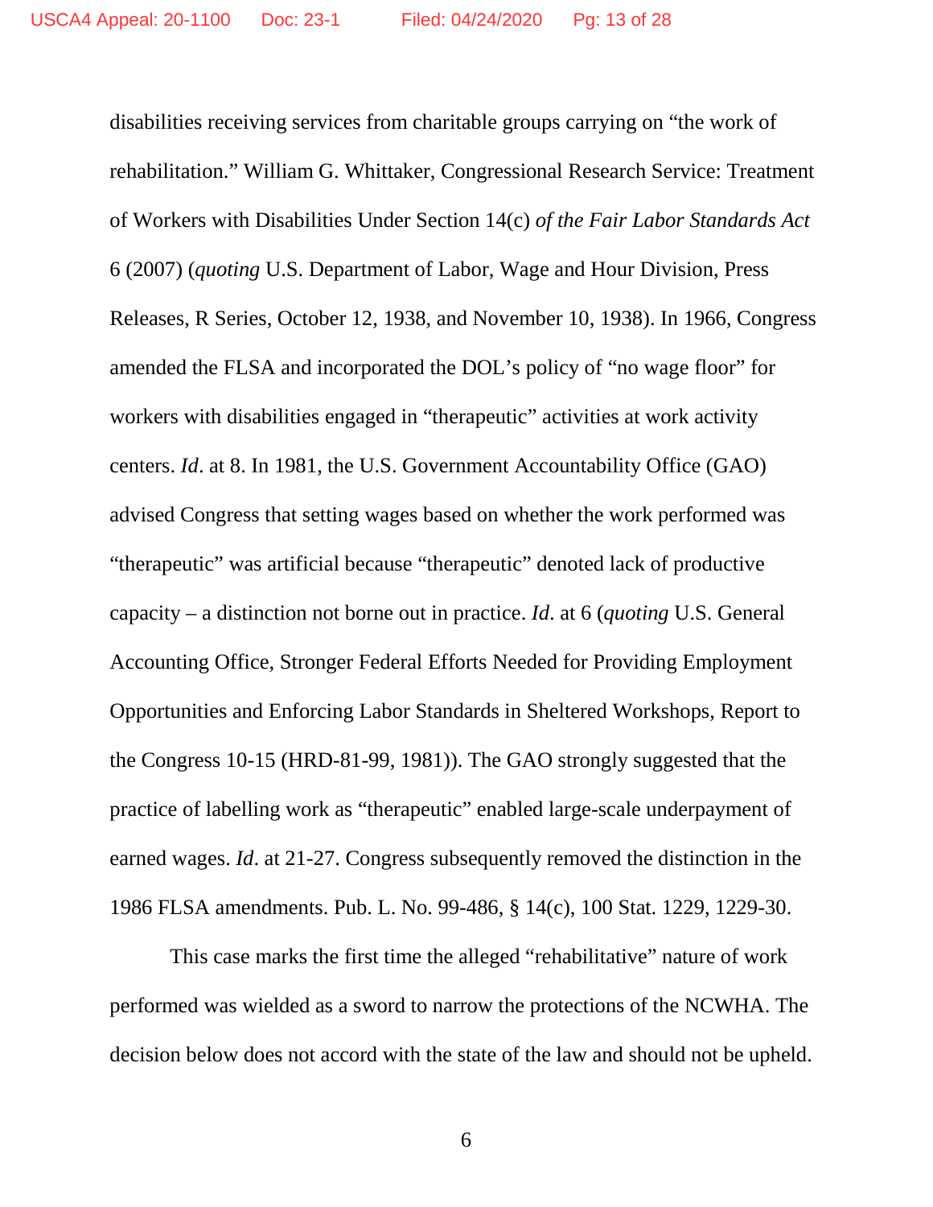disabilities receiving services from charitable groups carrying on "the work of rehabilitation." William G. Whittaker, Congressional Research Service: Treatment of Workers with Disabilities Under Section 14(c) *of the Fair Labor Standards Act* 6 (2007) (*quoting* U.S. Department of Labor, Wage and Hour Division, Press Releases, R Series, October 12, 1938, and November 10, 1938). In 1966, Congress amended the FLSA and incorporated the DOL's policy of "no wage floor" for workers with disabilities engaged in "therapeutic" activities at work activity centers. *Id*. at 8. In 1981, the U.S. Government Accountability Office (GAO) advised Congress that setting wages based on whether the work performed was "therapeutic" was artificial because "therapeutic" denoted lack of productive capacity – a distinction not borne out in practice. *Id*. at 6 (*quoting* U.S. General Accounting Office, Stronger Federal Efforts Needed for Providing Employment Opportunities and Enforcing Labor Standards in Sheltered Workshops, Report to the Congress 10-15 (HRD-81-99, 1981)). The GAO strongly suggested that the practice of labelling work as "therapeutic" enabled large-scale underpayment of earned wages. *Id*. at 21-27. Congress subsequently removed the distinction in the 1986 FLSA amendments. Pub. L. No. 99-486, § 14(c), 100 Stat. 1229, 1229-30.

This case marks the first time the alleged "rehabilitative" nature of work performed was wielded as a sword to narrow the protections of the NCWHA. The decision below does not accord with the state of the law and should not be upheld.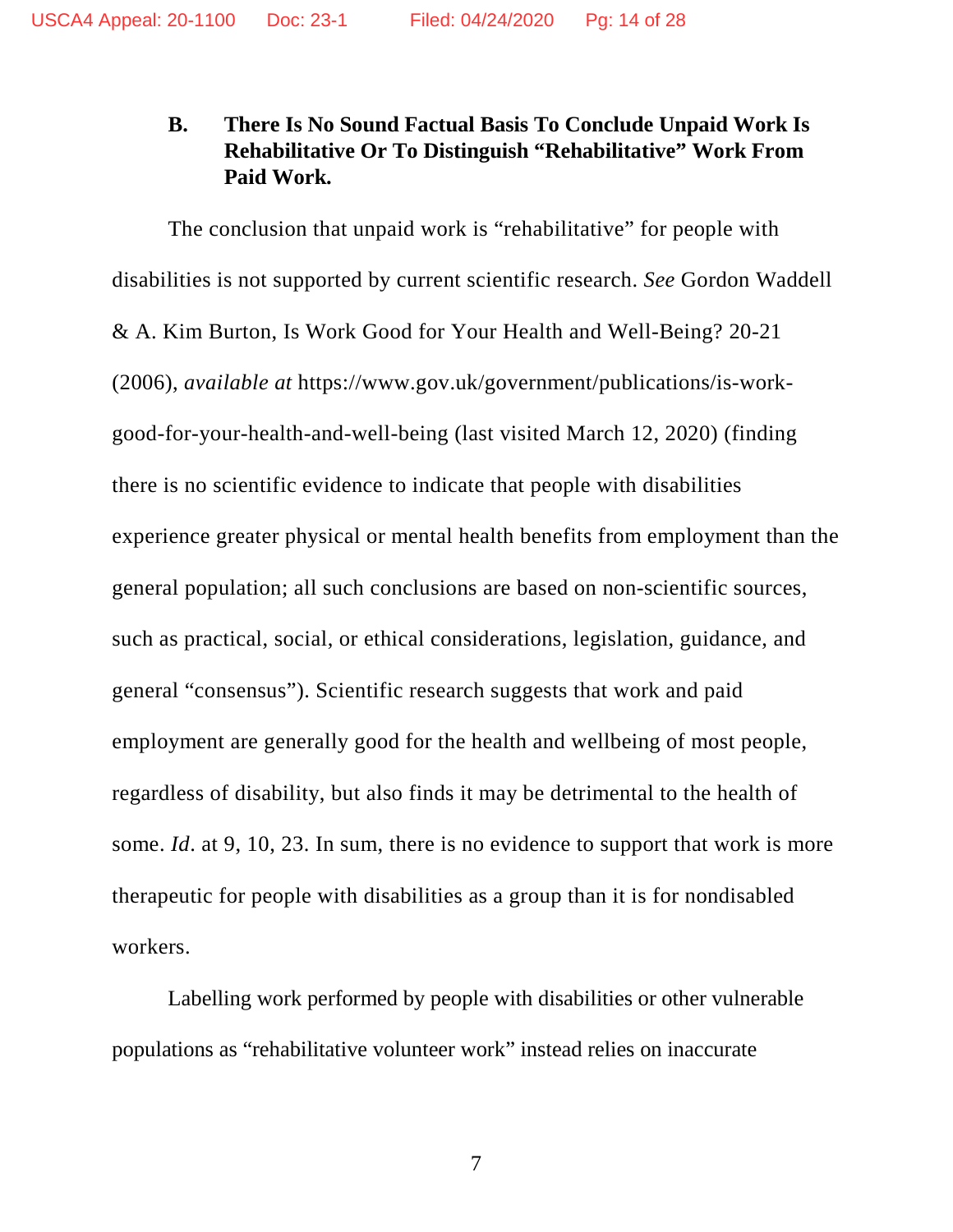### B. There Is No Sound Factual Basis To Conclude Unpaid Work Is Rehabilitative Or To Distinguish "Rehabilitative" Work From Paid Work.

The conclusion that unpaid work is "rehabilitative" for people with disabilities is not supported by current scientific research. *See* Gordon Waddell & A. Kim Burton, Is Work Good for Your Health and Well-Being? 20-21 (2006), *available at* https://www.gov.uk/government/publications/is-work-good-for-your-health-and-well-being (last visited March 12, 2020) (finding there is no scientific evidence to indicate that people with disabilities experience greater physical or mental health benefits from employment than the general population; all such conclusions are based on non-scientific sources, such as practical, social, or ethical considerations, legislation, guidance, and general "consensus"). Scientific research suggests that work and paid employment are generally good for the health and wellbeing of most people, regardless of disability, but also finds it may be detrimental to the health of some. *Id*. at 9, 10, 23. In sum, there is no evidence to support that work is more therapeutic for people with disabilities as a group than it is for nondisabled workers.

Labelling work performed by people with disabilities or other vulnerable populations as "rehabilitative volunteer work" instead relies on inaccurate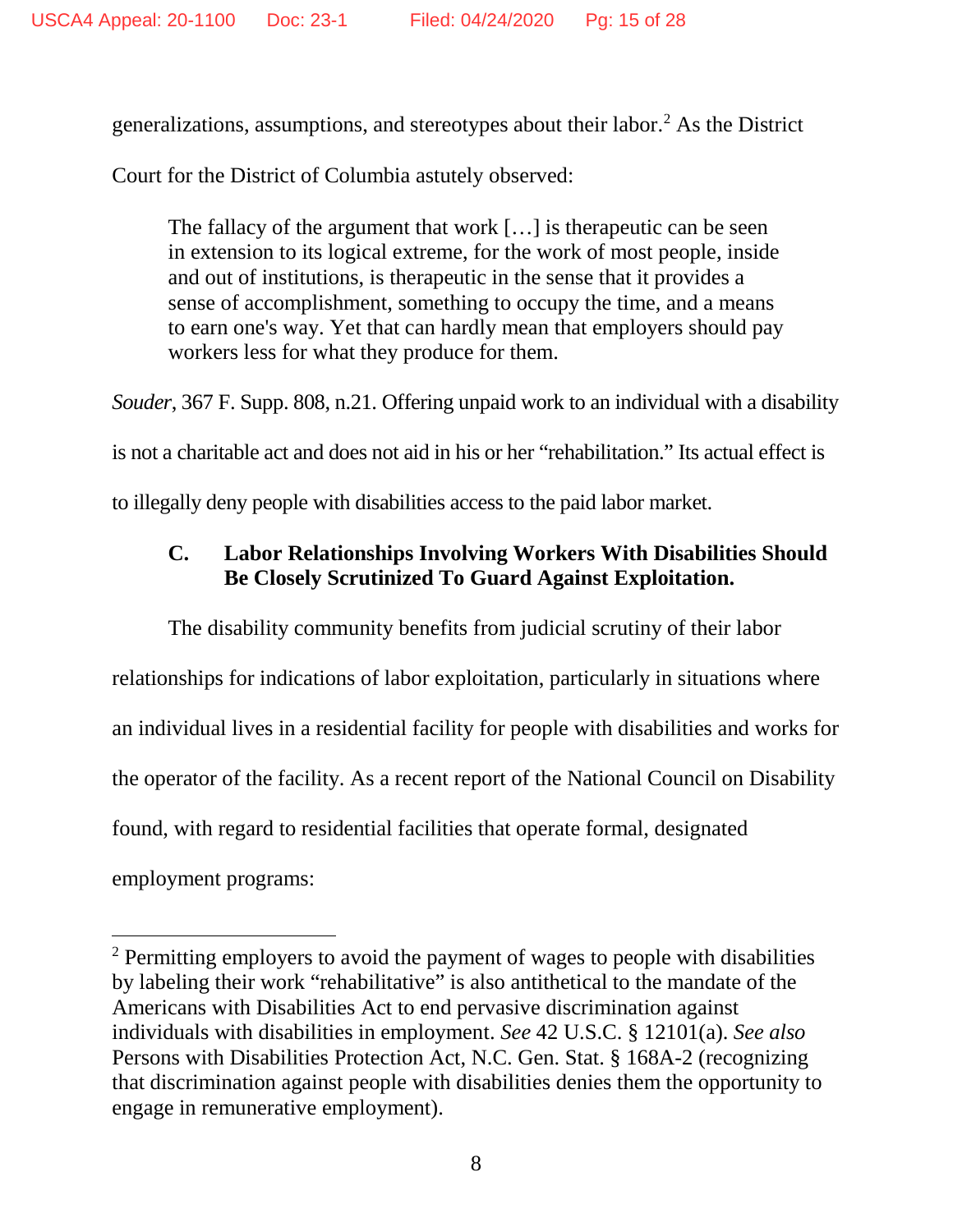generalizations, assumptions, and stereotypes about their labor.[2] As the District Court for the District of Columbia astutely observed:

> The fallacy of the argument that work […] is therapeutic can be seen in extension to its logical extreme, for the work of most people, inside and out of institutions, is therapeutic in the sense that it provides a sense of accomplishment, something to occupy the time, and a means to earn one's way. Yet that can hardly mean that employers should pay workers less for what they produce for them.

*Souder*, 367 F. Supp. 808, n.21. Offering unpaid work to an individual with a disability is not a charitable act and does not aid in his or her "rehabilitation." Its actual effect is to illegally deny people with disabilities access to the paid labor market.

### C. Labor Relationships Involving Workers With Disabilities Should Be Closely Scrutinized To Guard Against Exploitation.

The disability community benefits from judicial scrutiny of their labor relationships for indications of labor exploitation, particularly in situations where an individual lives in a residential facility for people with disabilities and works for the operator of the facility. As a recent report of the National Council on Disability found, with regard to residential facilities that operate formal, designated employment programs:

---

[2] Permitting employers to avoid the payment of wages to people with disabilities by labeling their work "rehabilitative" is also antithetical to the mandate of the Americans with Disabilities Act to end pervasive discrimination against individuals with disabilities in employment. *See* 42 U.S.C. § 12101(a). *See also* Persons with Disabilities Protection Act, N.C. Gen. Stat. § 168A-2 (recognizing that discrimination against people with disabilities denies them the opportunity to engage in remunerative employment).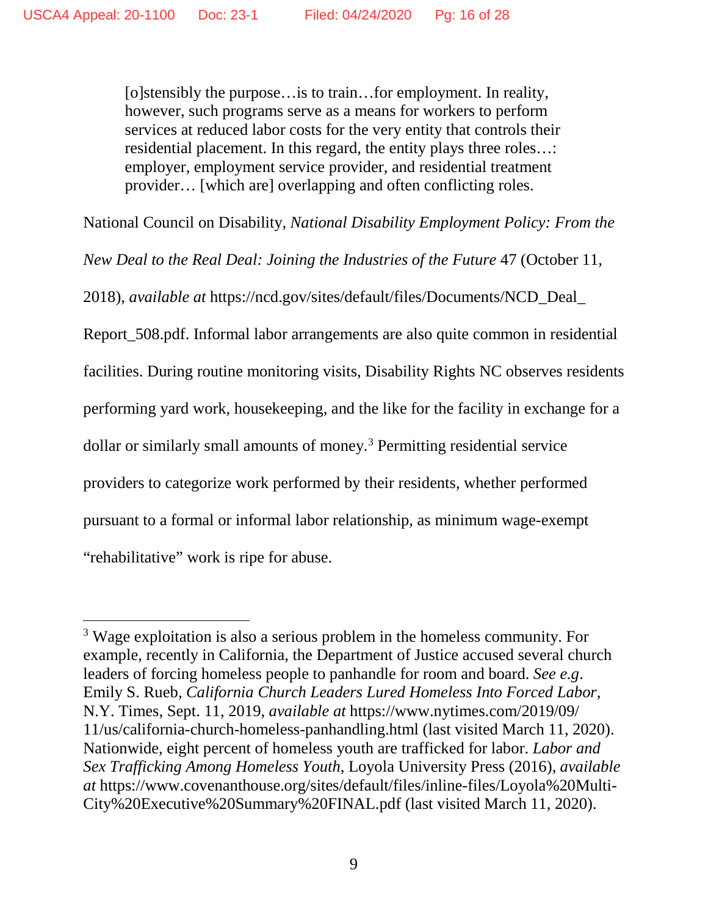> [o]stensibly the purpose…is to train…for employment. In reality, however, such programs serve as a means for workers to perform services at reduced labor costs for the very entity that controls their residential placement. In this regard, the entity plays three roles…: employer, employment service provider, and residential treatment provider… [which are] overlapping and often conflicting roles.

National Council on Disability, *National Disability Employment Policy: From the New Deal to the Real Deal: Joining the Industries of the Future* 47 (October 11, 2018), *available at* https://ncd.gov/sites/default/files/Documents/NCD_Deal_Report_508.pdf. Informal labor arrangements are also quite common in residential facilities. During routine monitoring visits, Disability Rights NC observes residents performing yard work, housekeeping, and the like for the facility in exchange for a dollar or similarly small amounts of money.[3] Permitting residential service providers to categorize work performed by their residents, whether performed pursuant to a formal or informal labor relationship, as minimum wage-exempt "rehabilitative" work is ripe for abuse.

---

[3] Wage exploitation is also a serious problem in the homeless community. For example, recently in California, the Department of Justice accused several church leaders of forcing homeless people to panhandle for room and board. *See e.g*. Emily S. Rueb, *California Church Leaders Lured Homeless Into Forced Labor*, N.Y. Times, Sept. 11, 2019, *available at* https://www.nytimes.com/2019/09/11/us/california-church-homeless-panhandling.html (last visited March 11, 2020). Nationwide, eight percent of homeless youth are trafficked for labor. *Labor and Sex Trafficking Among Homeless Youth*, Loyola University Press (2016), *available at* https://www.covenanthouse.org/sites/default/files/inline-files/Loyola%20Multi-City%20Executive%20Summary%20FINAL.pdf (last visited March 11, 2020).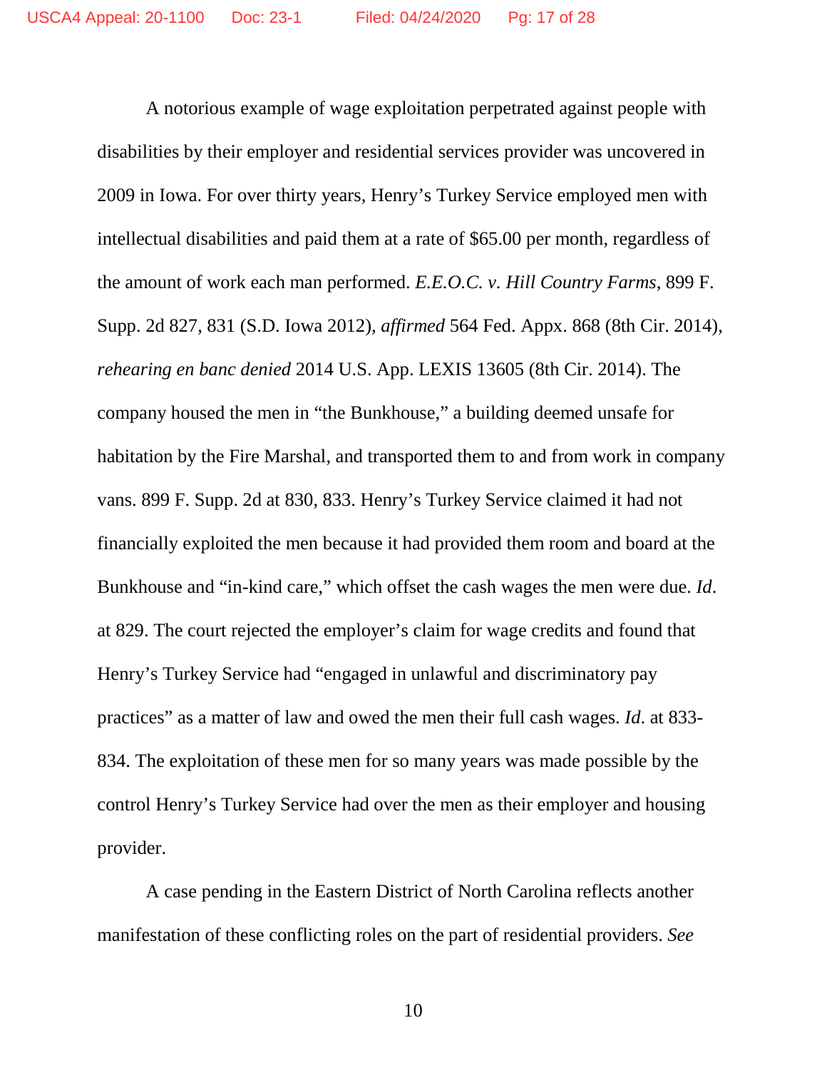A notorious example of wage exploitation perpetrated against people with disabilities by their employer and residential services provider was uncovered in 2009 in Iowa. For over thirty years, Henry's Turkey Service employed men with intellectual disabilities and paid them at a rate of $65.00 per month, regardless of the amount of work each man performed. *E.E.O.C. v. Hill Country Farms*, 899 F. Supp. 2d 827, 831 (S.D. Iowa 2012), *affirmed* 564 Fed. Appx. 868 (8th Cir. 2014), *rehearing en banc denied* 2014 U.S. App. LEXIS 13605 (8th Cir. 2014). The company housed the men in "the Bunkhouse," a building deemed unsafe for habitation by the Fire Marshal, and transported them to and from work in company vans. 899 F. Supp. 2d at 830, 833. Henry's Turkey Service claimed it had not financially exploited the men because it had provided them room and board at the Bunkhouse and "in-kind care," which offset the cash wages the men were due. *Id*. at 829. The court rejected the employer's claim for wage credits and found that Henry's Turkey Service had "engaged in unlawful and discriminatory pay practices" as a matter of law and owed the men their full cash wages. *Id*. at 833-834. The exploitation of these men for so many years was made possible by the control Henry's Turkey Service had over the men as their employer and housing provider.

A case pending in the Eastern District of North Carolina reflects another manifestation of these conflicting roles on the part of residential providers. *See*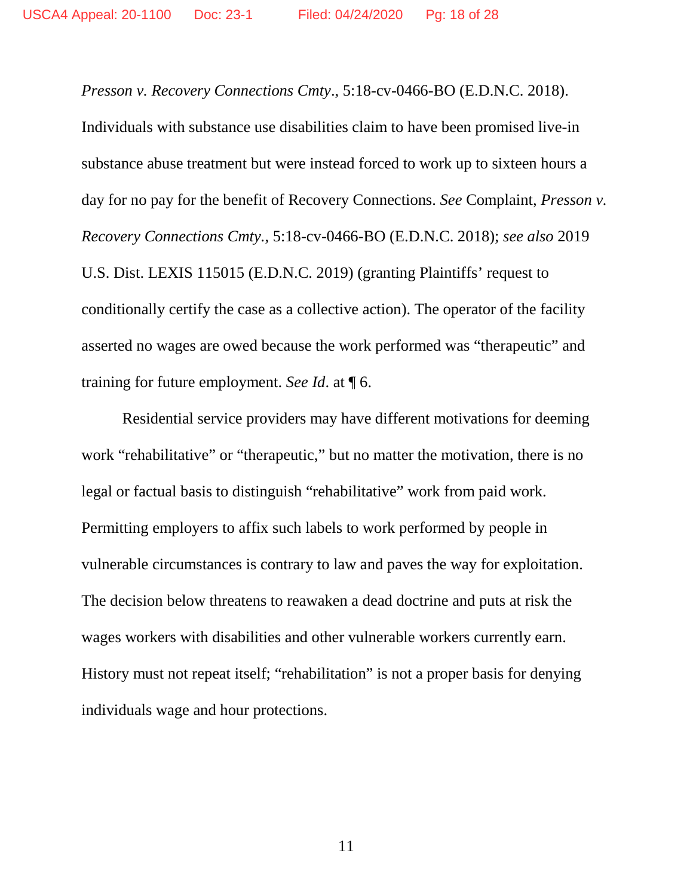*Presson v. Recovery Connections Cmty*., 5:18-cv-0466-BO (E.D.N.C. 2018). Individuals with substance use disabilities claim to have been promised live-in substance abuse treatment but were instead forced to work up to sixteen hours a day for no pay for the benefit of Recovery Connections. *See* Complaint, *Presson v. Recovery Connections Cmty.*, 5:18-cv-0466-BO (E.D.N.C. 2018); *see also* 2019 U.S. Dist. LEXIS 115015 (E.D.N.C. 2019) (granting Plaintiffs' request to conditionally certify the case as a collective action). The operator of the facility asserted no wages are owed because the work performed was "therapeutic" and training for future employment. *See Id*. at ¶ 6.

Residential service providers may have different motivations for deeming work "rehabilitative" or "therapeutic," but no matter the motivation, there is no legal or factual basis to distinguish "rehabilitative" work from paid work. Permitting employers to affix such labels to work performed by people in vulnerable circumstances is contrary to law and paves the way for exploitation. The decision below threatens to reawaken a dead doctrine and puts at risk the wages workers with disabilities and other vulnerable workers currently earn. History must not repeat itself; "rehabilitation" is not a proper basis for denying individuals wage and hour protections.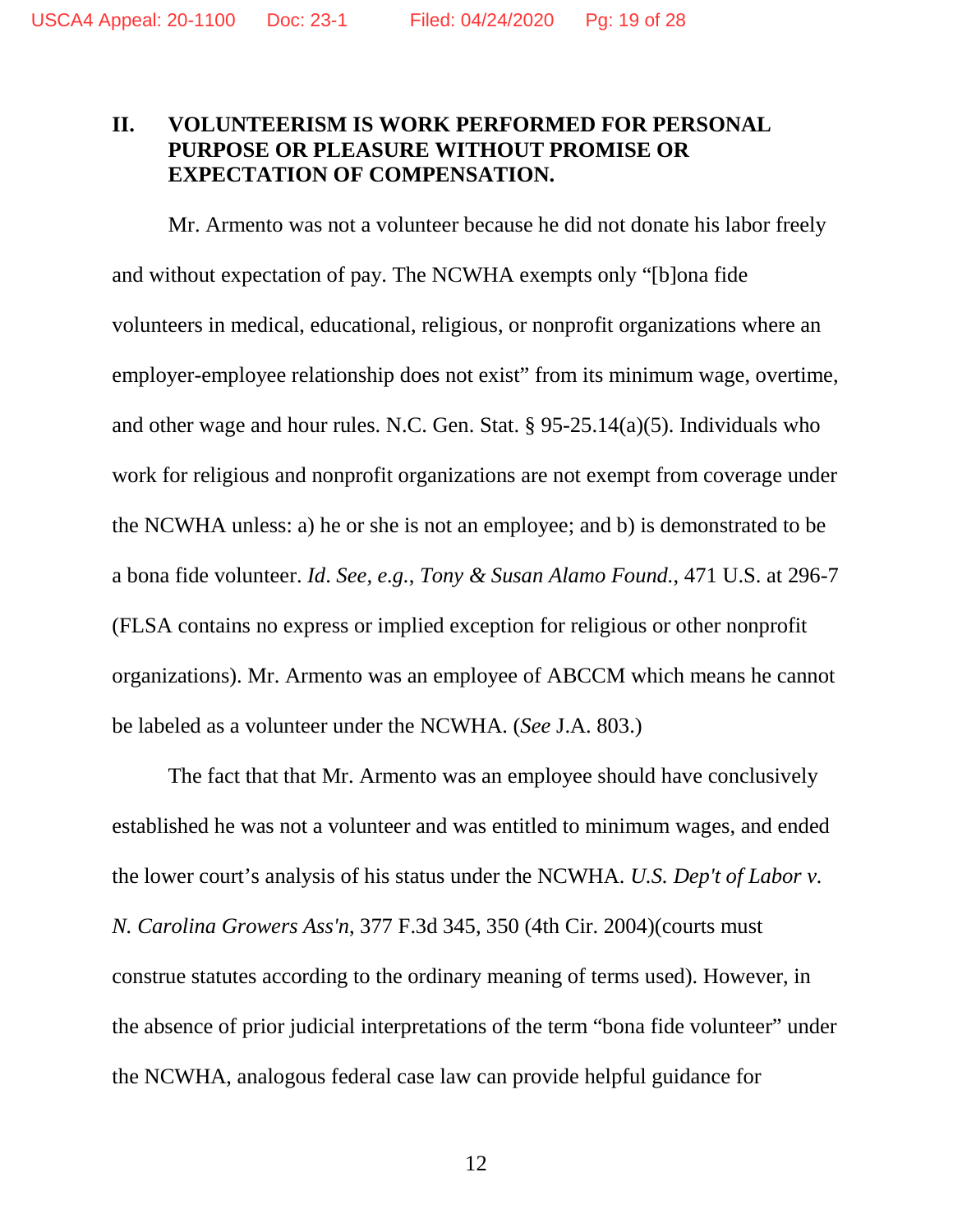## II. VOLUNTEERISM IS WORK PERFORMED FOR PERSONAL PURPOSE OR PLEASURE WITHOUT PROMISE OR EXPECTATION OF COMPENSATION.

Mr. Armento was not a volunteer because he did not donate his labor freely and without expectation of pay. The NCWHA exempts only "[b]ona fide volunteers in medical, educational, religious, or nonprofit organizations where an employer-employee relationship does not exist" from its minimum wage, overtime, and other wage and hour rules. N.C. Gen. Stat. § 95-25.14(a)(5). Individuals who work for religious and nonprofit organizations are not exempt from coverage under the NCWHA unless: a) he or she is not an employee; and b) is demonstrated to be a bona fide volunteer. *Id*. *See, e.g.*, *Tony & Susan Alamo Found.*, 471 U.S. at 296-7 (FLSA contains no express or implied exception for religious or other nonprofit organizations). Mr. Armento was an employee of ABCCM which means he cannot be labeled as a volunteer under the NCWHA. (*See* J.A. 803.)

The fact that that Mr. Armento was an employee should have conclusively established he was not a volunteer and was entitled to minimum wages, and ended the lower court's analysis of his status under the NCWHA. *U.S. Dep't of Labor v. N. Carolina Growers Ass'n*, 377 F.3d 345, 350 (4th Cir. 2004)(courts must construe statutes according to the ordinary meaning of terms used). However, in the absence of prior judicial interpretations of the term "bona fide volunteer" under the NCWHA, analogous federal case law can provide helpful guidance for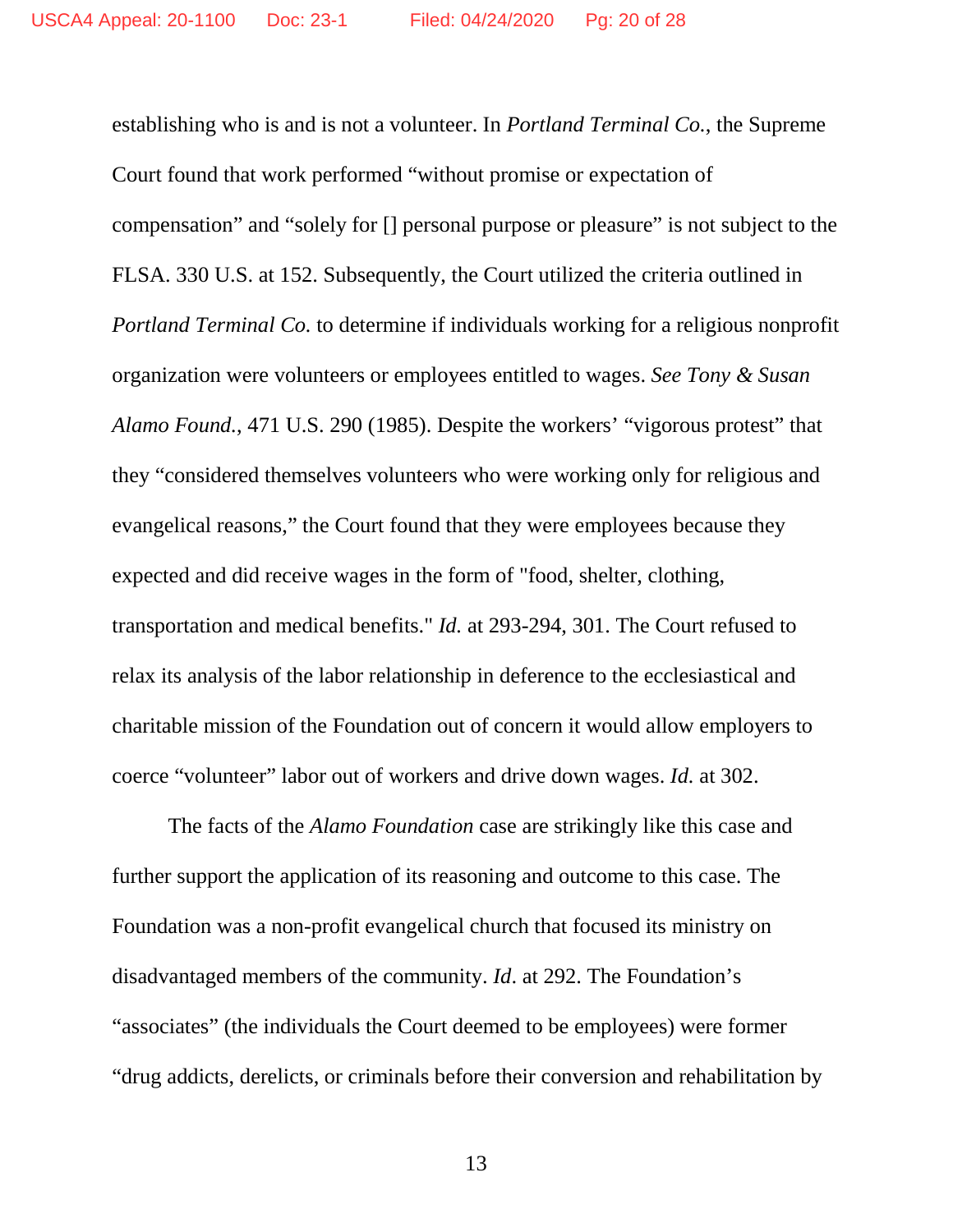establishing who is and is not a volunteer. In *Portland Terminal Co.*, the Supreme Court found that work performed "without promise or expectation of compensation" and "solely for [] personal purpose or pleasure" is not subject to the FLSA. 330 U.S. at 152. Subsequently, the Court utilized the criteria outlined in *Portland Terminal Co.* to determine if individuals working for a religious nonprofit organization were volunteers or employees entitled to wages. *See Tony & Susan Alamo Found.*, 471 U.S. 290 (1985). Despite the workers' "vigorous protest" that they "considered themselves volunteers who were working only for religious and evangelical reasons," the Court found that they were employees because they expected and did receive wages in the form of "food, shelter, clothing, transportation and medical benefits." *Id.* at 293-294, 301. The Court refused to relax its analysis of the labor relationship in deference to the ecclesiastical and charitable mission of the Foundation out of concern it would allow employers to coerce "volunteer" labor out of workers and drive down wages. *Id.* at 302.

The facts of the *Alamo Foundation* case are strikingly like this case and further support the application of its reasoning and outcome to this case. The Foundation was a non-profit evangelical church that focused its ministry on disadvantaged members of the community. *Id*. at 292. The Foundation's "associates" (the individuals the Court deemed to be employees) were former "drug addicts, derelicts, or criminals before their conversion and rehabilitation by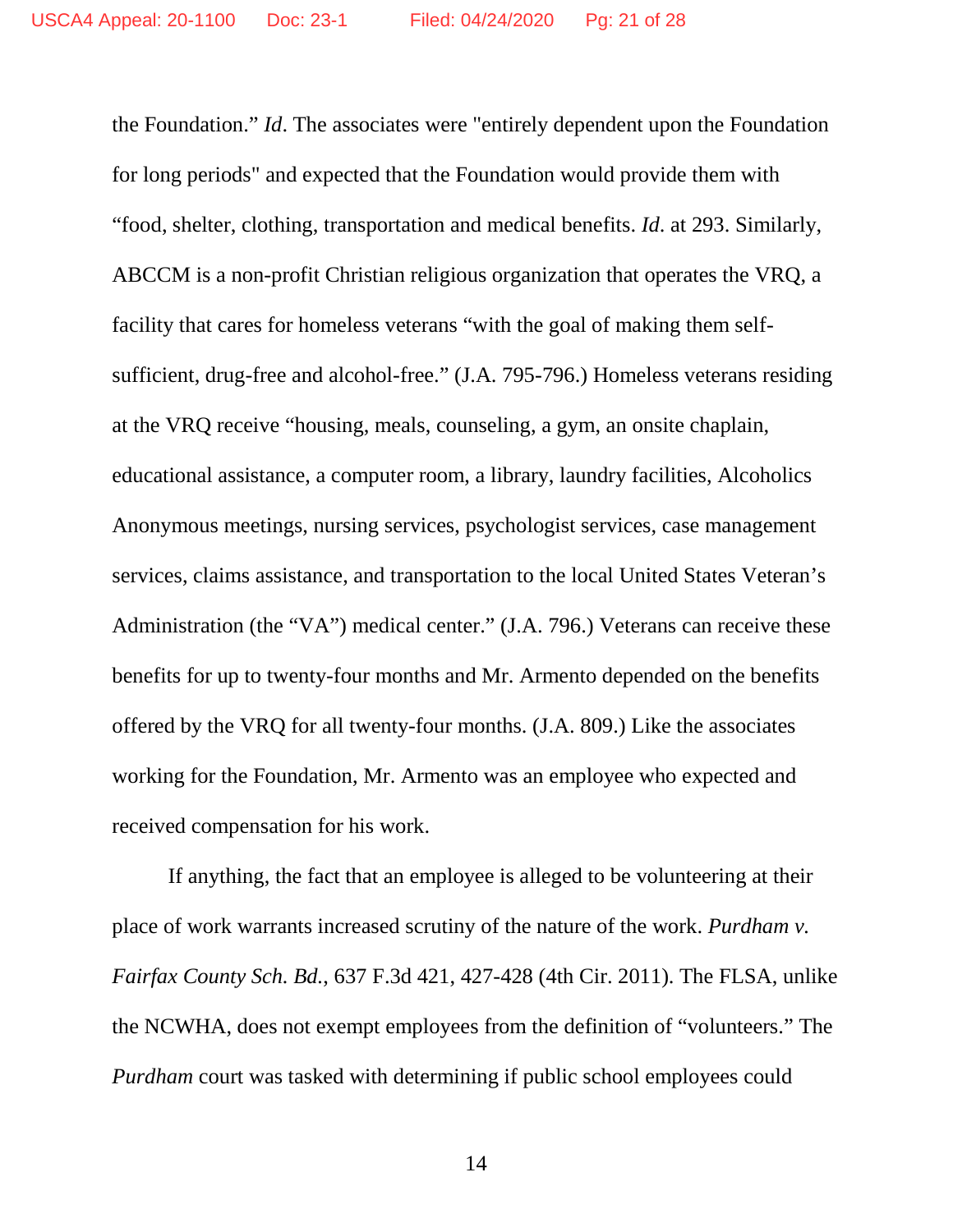the Foundation." *Id*. The associates were "entirely dependent upon the Foundation for long periods" and expected that the Foundation would provide them with "food, shelter, clothing, transportation and medical benefits. *Id*. at 293. Similarly, ABCCM is a non-profit Christian religious organization that operates the VRQ, a facility that cares for homeless veterans "with the goal of making them self-sufficient, drug-free and alcohol-free." (J.A. 795-796.) Homeless veterans residing at the VRQ receive "housing, meals, counseling, a gym, an onsite chaplain, educational assistance, a computer room, a library, laundry facilities, Alcoholics Anonymous meetings, nursing services, psychologist services, case management services, claims assistance, and transportation to the local United States Veteran's Administration (the "VA") medical center." (J.A. 796.) Veterans can receive these benefits for up to twenty-four months and Mr. Armento depended on the benefits offered by the VRQ for all twenty-four months. (J.A. 809.) Like the associates working for the Foundation, Mr. Armento was an employee who expected and received compensation for his work.

If anything, the fact that an employee is alleged to be volunteering at their place of work warrants increased scrutiny of the nature of the work. *Purdham v. Fairfax County Sch. Bd.*, 637 F.3d 421, 427-428 (4th Cir. 2011). The FLSA, unlike the NCWHA, does not exempt employees from the definition of "volunteers." The *Purdham* court was tasked with determining if public school employees could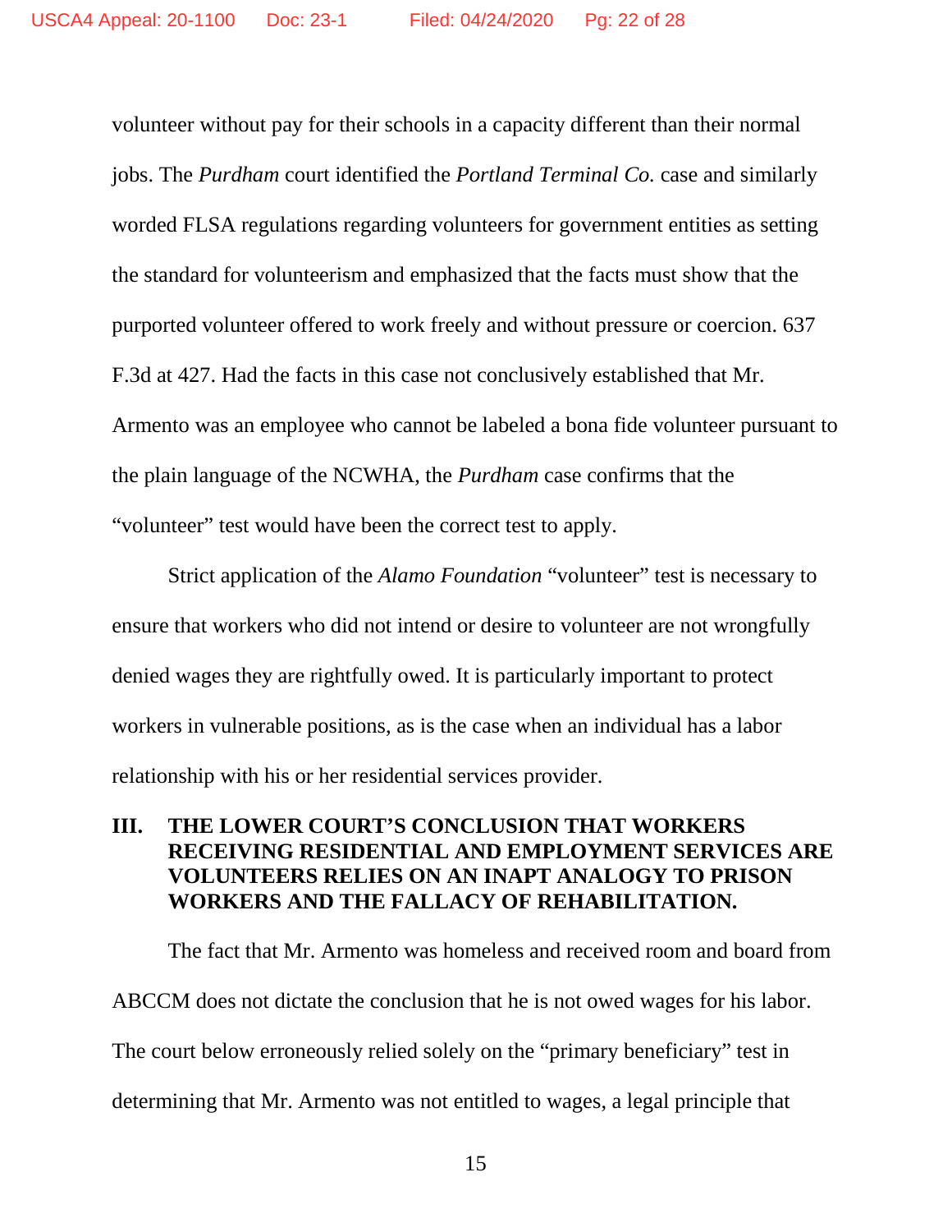volunteer without pay for their schools in a capacity different than their normal jobs. The *Purdham* court identified the *Portland Terminal Co.* case and similarly worded FLSA regulations regarding volunteers for government entities as setting the standard for volunteerism and emphasized that the facts must show that the purported volunteer offered to work freely and without pressure or coercion. 637 F.3d at 427. Had the facts in this case not conclusively established that Mr. Armento was an employee who cannot be labeled a bona fide volunteer pursuant to the plain language of the NCWHA, the *Purdham* case confirms that the "volunteer" test would have been the correct test to apply.

Strict application of the *Alamo Foundation* "volunteer" test is necessary to ensure that workers who did not intend or desire to volunteer are not wrongfully denied wages they are rightfully owed. It is particularly important to protect workers in vulnerable positions, as is the case when an individual has a labor relationship with his or her residential services provider.

## III. THE LOWER COURT'S CONCLUSION THAT WORKERS RECEIVING RESIDENTIAL AND EMPLOYMENT SERVICES ARE VOLUNTEERS RELIES ON AN INAPT ANALOGY TO PRISON WORKERS AND THE FALLACY OF REHABILITATION.

The fact that Mr. Armento was homeless and received room and board from ABCCM does not dictate the conclusion that he is not owed wages for his labor. The court below erroneously relied solely on the "primary beneficiary" test in determining that Mr. Armento was not entitled to wages, a legal principle that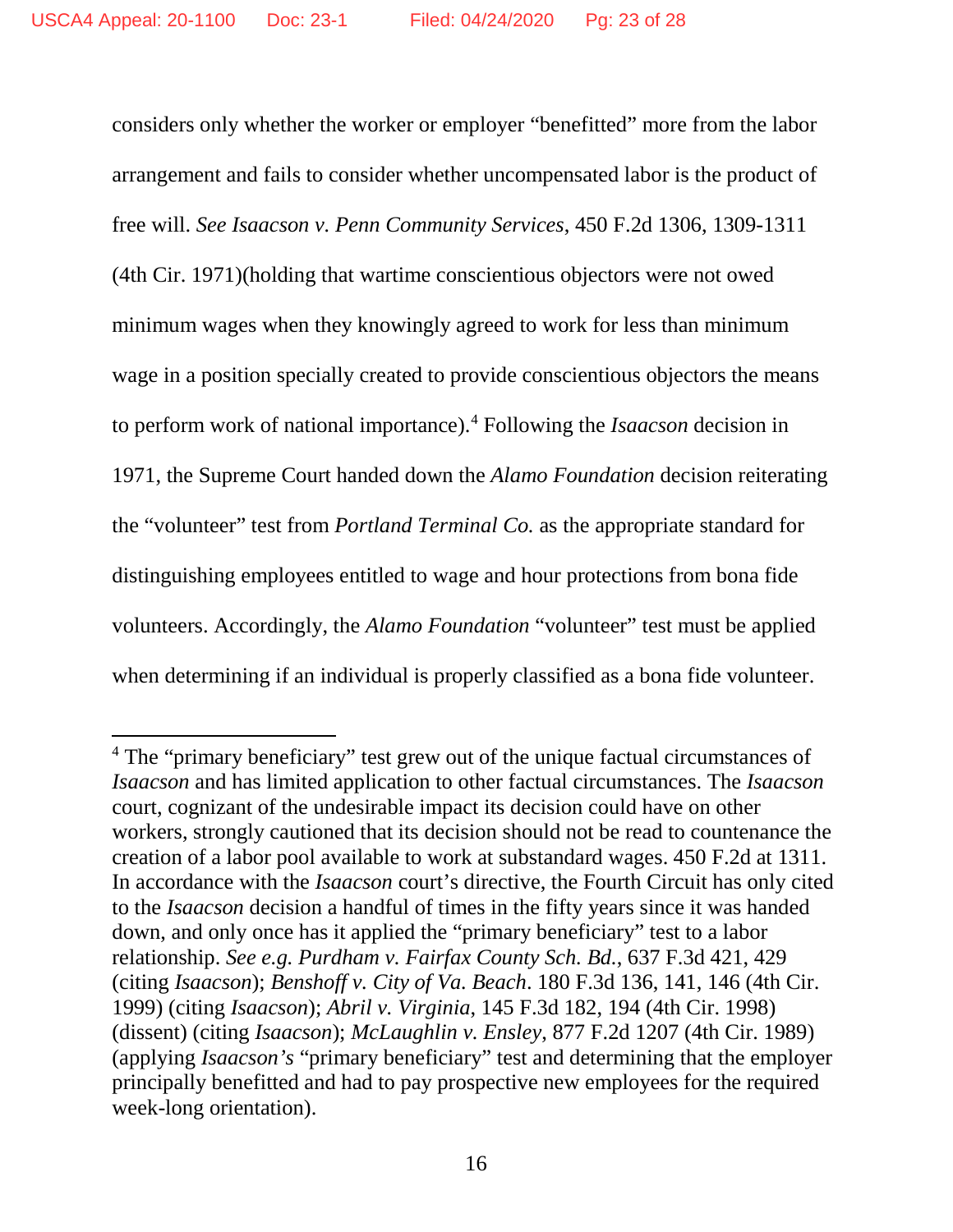considers only whether the worker or employer "benefitted" more from the labor arrangement and fails to consider whether uncompensated labor is the product of free will. *See Isaacson v. Penn Community Services*, 450 F.2d 1306, 1309-1311 (4th Cir. 1971)(holding that wartime conscientious objectors were not owed minimum wages when they knowingly agreed to work for less than minimum wage in a position specially created to provide conscientious objectors the means to perform work of national importance).[4] Following the *Isaacson* decision in 1971, the Supreme Court handed down the *Alamo Foundation* decision reiterating the "volunteer" test from *Portland Terminal Co.* as the appropriate standard for distinguishing employees entitled to wage and hour protections from bona fide volunteers. Accordingly, the *Alamo Foundation* "volunteer" test must be applied when determining if an individual is properly classified as a bona fide volunteer.

---

[4] The "primary beneficiary" test grew out of the unique factual circumstances of *Isaacson* and has limited application to other factual circumstances. The *Isaacson* court, cognizant of the undesirable impact its decision could have on other workers, strongly cautioned that its decision should not be read to countenance the creation of a labor pool available to work at substandard wages. 450 F.2d at 1311. In accordance with the *Isaacson* court's directive, the Fourth Circuit has only cited to the *Isaacson* decision a handful of times in the fifty years since it was handed down, and only once has it applied the "primary beneficiary" test to a labor relationship. *See e.g. Purdham v. Fairfax County Sch. Bd.*, 637 F.3d 421, 429 (citing *Isaacson*); *Benshoff v. City of Va. Beach*. 180 F.3d 136, 141, 146 (4th Cir. 1999) (citing *Isaacson*); *Abril v. Virginia*, 145 F.3d 182, 194 (4th Cir. 1998) (dissent) (citing *Isaacson*); *McLaughlin v. Ensley*, 877 F.2d 1207 (4th Cir. 1989) (applying *Isaacson's* "primary beneficiary" test and determining that the employer principally benefitted and had to pay prospective new employees for the required week-long orientation).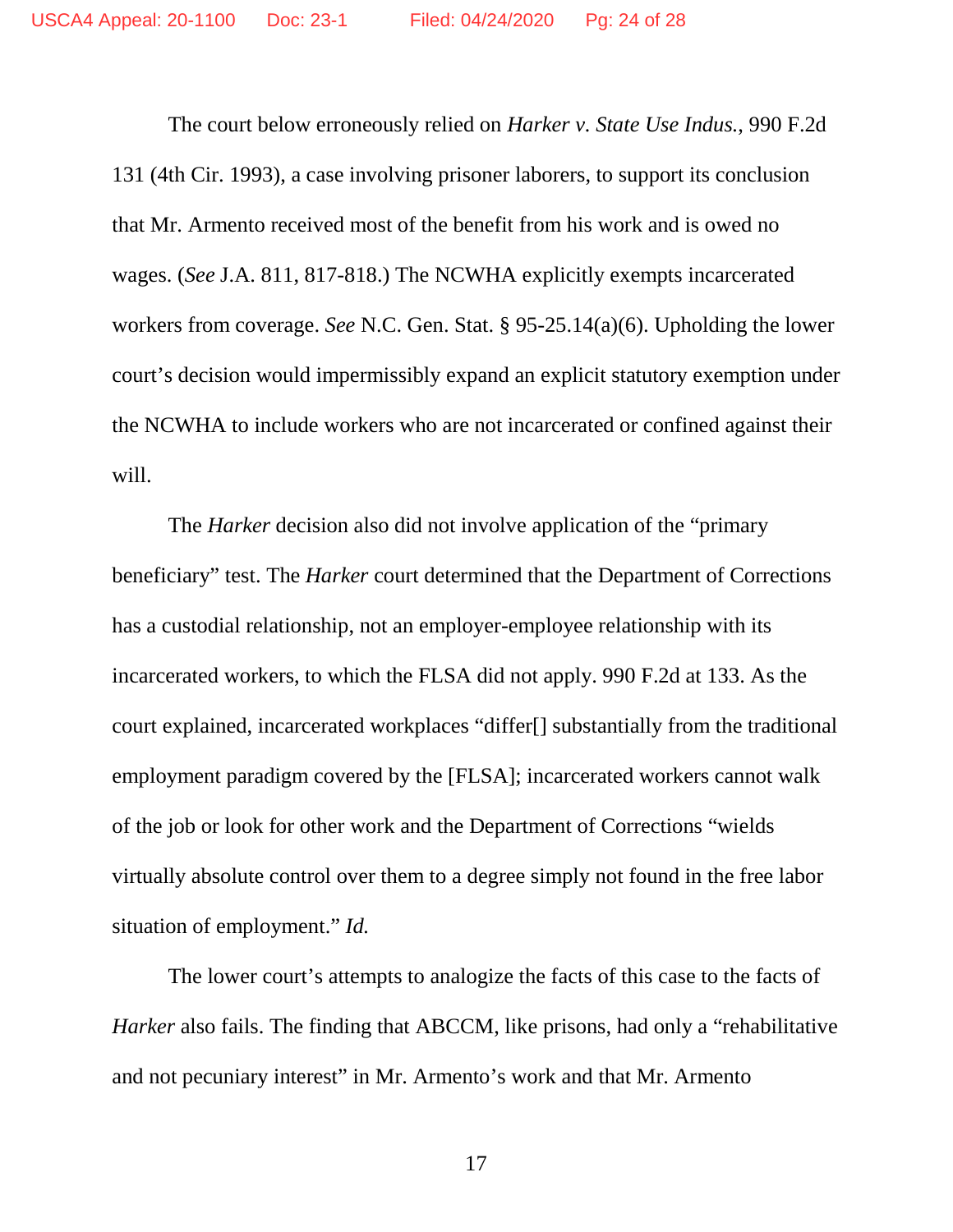The court below erroneously relied on *Harker v. State Use Indus.*, 990 F.2d 131 (4th Cir. 1993), a case involving prisoner laborers, to support its conclusion that Mr. Armento received most of the benefit from his work and is owed no wages. (*See* J.A. 811, 817-818.) The NCWHA explicitly exempts incarcerated workers from coverage. *See* N.C. Gen. Stat. § 95-25.14(a)(6). Upholding the lower court's decision would impermissibly expand an explicit statutory exemption under the NCWHA to include workers who are not incarcerated or confined against their will.

The *Harker* decision also did not involve application of the "primary beneficiary" test. The *Harker* court determined that the Department of Corrections has a custodial relationship, not an employer-employee relationship with its incarcerated workers, to which the FLSA did not apply. 990 F.2d at 133. As the court explained, incarcerated workplaces "differ[] substantially from the traditional employment paradigm covered by the [FLSA]; incarcerated workers cannot walk of the job or look for other work and the Department of Corrections "wields virtually absolute control over them to a degree simply not found in the free labor situation of employment." *Id.*

The lower court's attempts to analogize the facts of this case to the facts of *Harker* also fails. The finding that ABCCM, like prisons, had only a "rehabilitative and not pecuniary interest" in Mr. Armento's work and that Mr. Armento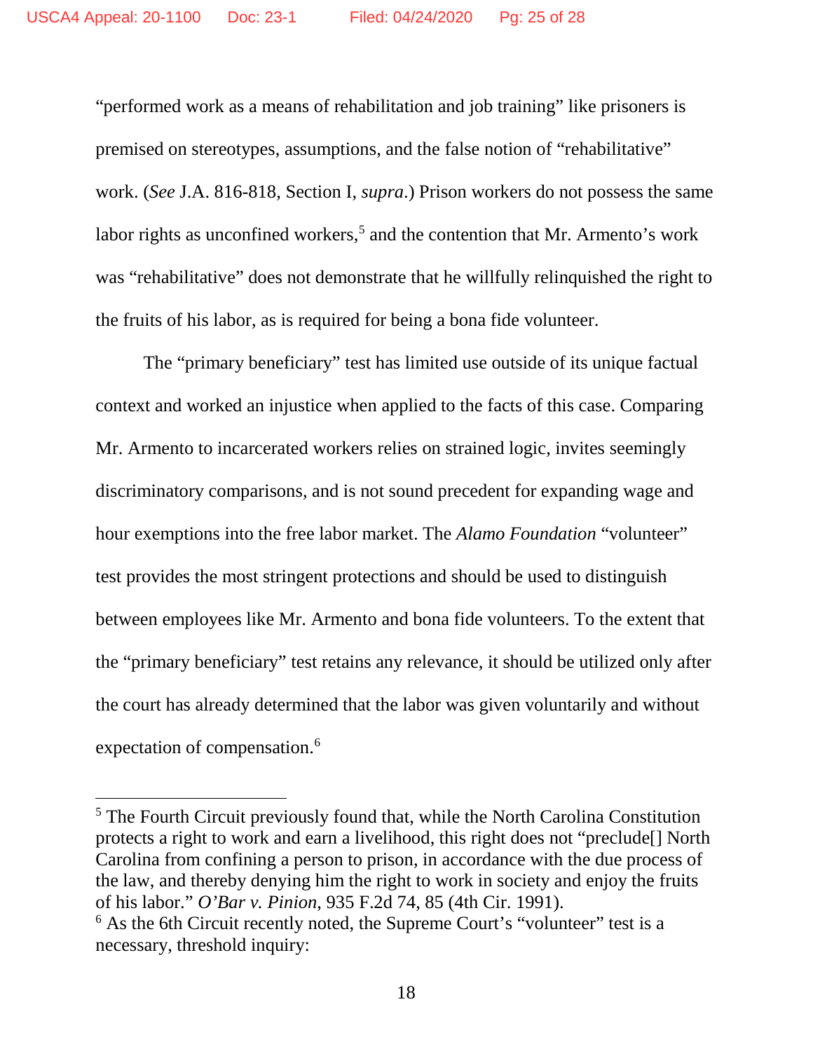"performed work as a means of rehabilitation and job training" like prisoners is premised on stereotypes, assumptions, and the false notion of "rehabilitative" work. (*See* J.A. 816-818, Section I, *supra*.) Prison workers do not possess the same labor rights as unconfined workers,[5] and the contention that Mr. Armento's work was "rehabilitative" does not demonstrate that he willfully relinquished the right to the fruits of his labor, as is required for being a bona fide volunteer.

The "primary beneficiary" test has limited use outside of its unique factual context and worked an injustice when applied to the facts of this case. Comparing Mr. Armento to incarcerated workers relies on strained logic, invites seemingly discriminatory comparisons, and is not sound precedent for expanding wage and hour exemptions into the free labor market. The *Alamo Foundation* "volunteer" test provides the most stringent protections and should be used to distinguish between employees like Mr. Armento and bona fide volunteers. To the extent that the "primary beneficiary" test retains any relevance, it should be utilized only after the court has already determined that the labor was given voluntarily and without expectation of compensation.[6]

---

[5] The Fourth Circuit previously found that, while the North Carolina Constitution protects a right to work and earn a livelihood, this right does not "preclude[] North Carolina from confining a person to prison, in accordance with the due process of the law, and thereby denying him the right to work in society and enjoy the fruits of his labor." *O'Bar v. Pinion*, 935 F.2d 74, 85 (4th Cir. 1991).

[6] As the 6th Circuit recently noted, the Supreme Court's "volunteer" test is a necessary, threshold inquiry: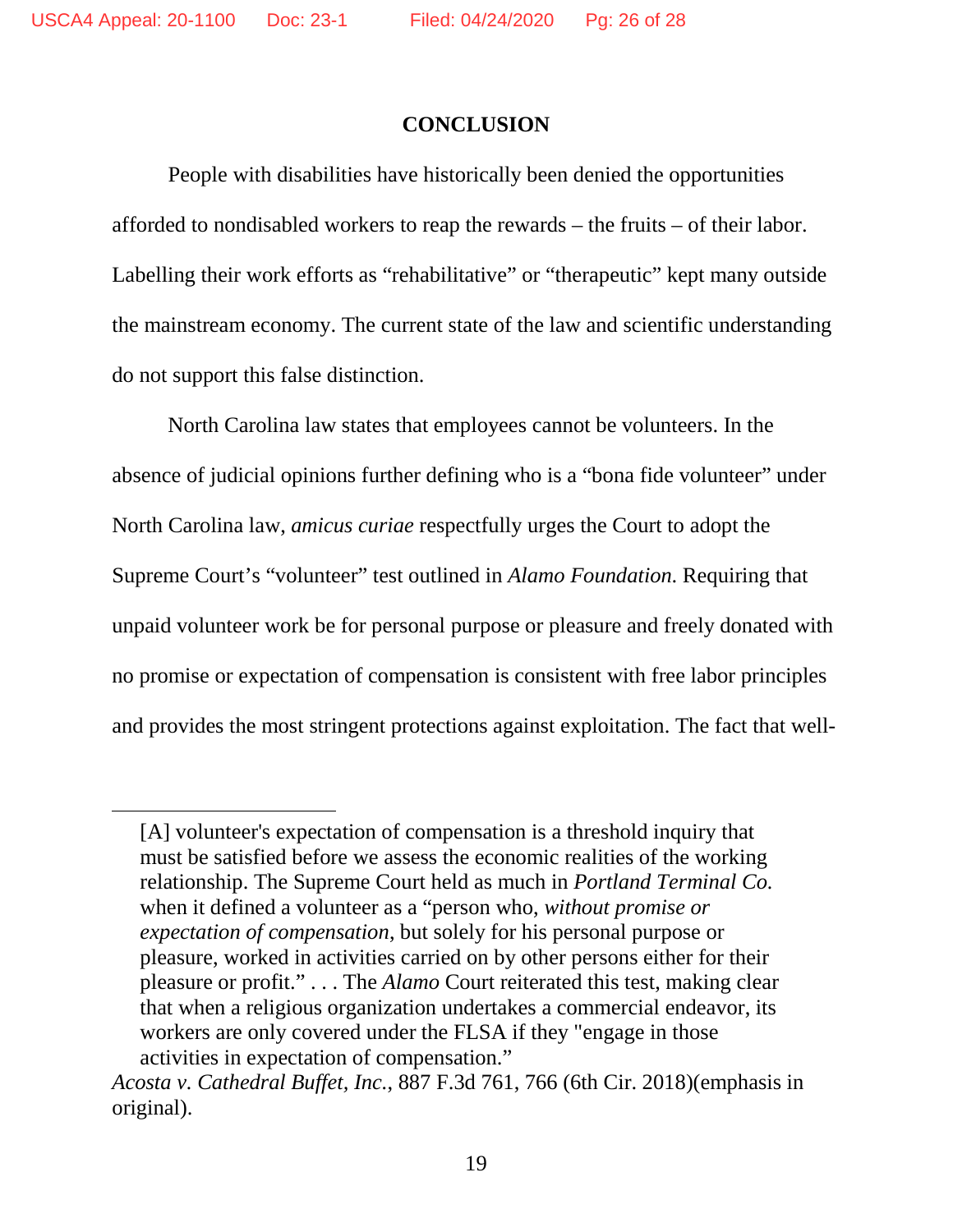## CONCLUSION

People with disabilities have historically been denied the opportunities afforded to nondisabled workers to reap the rewards – the fruits – of their labor. Labelling their work efforts as "rehabilitative" or "therapeutic" kept many outside the mainstream economy. The current state of the law and scientific understanding do not support this false distinction.

North Carolina law states that employees cannot be volunteers. In the absence of judicial opinions further defining who is a "bona fide volunteer" under North Carolina law, *amicus curiae* respectfully urges the Court to adopt the Supreme Court's "volunteer" test outlined in *Alamo Foundation*. Requiring that unpaid volunteer work be for personal purpose or pleasure and freely donated with no promise or expectation of compensation is consistent with free labor principles and provides the most stringent protections against exploitation. The fact that well-

---

> [A] volunteer's expectation of compensation is a threshold inquiry that must be satisfied before we assess the economic realities of the working relationship. The Supreme Court held as much in *Portland Terminal Co.* when it defined a volunteer as a "person who, *without promise or expectation of compensation*, but solely for his personal purpose or pleasure, worked in activities carried on by other persons either for their pleasure or profit." . . . The *Alamo* Court reiterated this test, making clear that when a religious organization undertakes a commercial endeavor, its workers are only covered under the FLSA if they "engage in those activities in expectation of compensation."

*Acosta v. Cathedral Buffet, Inc.*, 887 F.3d 761, 766 (6th Cir. 2018)(emphasis in original).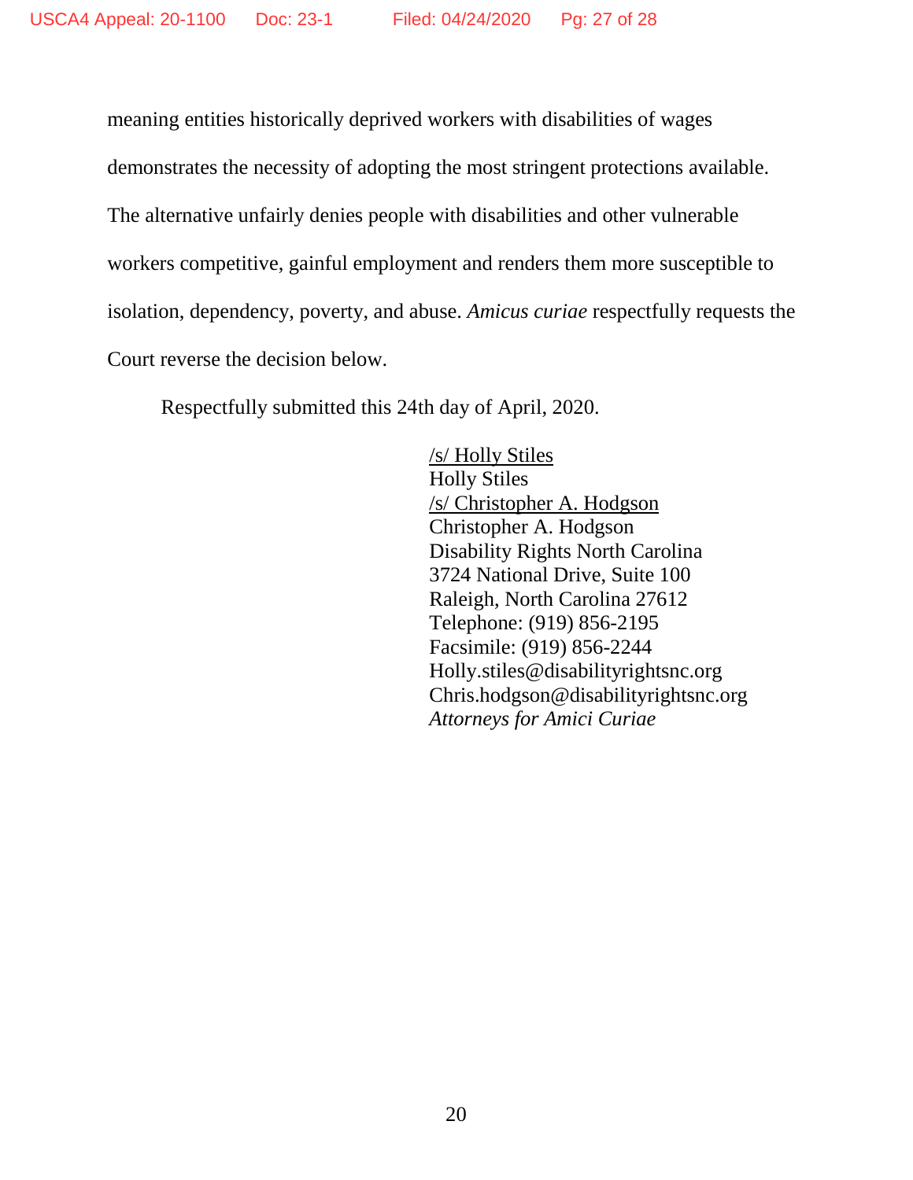meaning entities historically deprived workers with disabilities of wages demonstrates the necessity of adopting the most stringent protections available. The alternative unfairly denies people with disabilities and other vulnerable workers competitive, gainful employment and renders them more susceptible to isolation, dependency, poverty, and abuse. *Amicus curiae* respectfully requests the Court reverse the decision below.

Respectfully submitted this 24th day of April, 2020.

/s/ Holly Stiles
Holly Stiles
/s/ Christopher A. Hodgson
Christopher A. Hodgson
Disability Rights North Carolina
3724 National Drive, Suite 100
Raleigh, North Carolina 27612
Telephone: (919) 856-2195
Facsimile: (919) 856-2244
Holly.stiles@disabilityrightsnc.org
Chris.hodgson@disabilityrightsnc.org
*Attorneys for Amici Curiae*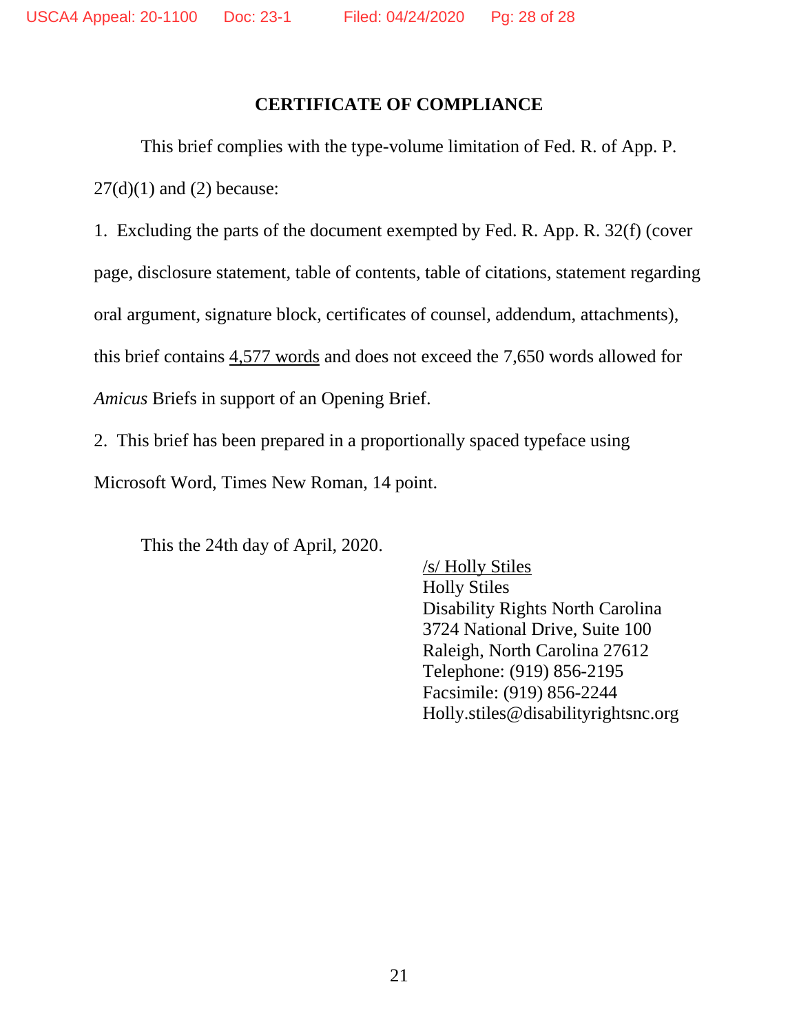## CERTIFICATE OF COMPLIANCE

This brief complies with the type-volume limitation of Fed. R. of App. P. 27(d)(1) and (2) because:

1. Excluding the parts of the document exempted by Fed. R. App. R. 32(f) (cover page, disclosure statement, table of contents, table of citations, statement regarding oral argument, signature block, certificates of counsel, addendum, attachments), this brief contains 4,577 words and does not exceed the 7,650 words allowed for *Amicus* Briefs in support of an Opening Brief.

2. This brief has been prepared in a proportionally spaced typeface using Microsoft Word, Times New Roman, 14 point.

This the 24th day of April, 2020.

/s/ Holly Stiles
Holly Stiles
Disability Rights North Carolina
3724 National Drive, Suite 100
Raleigh, North Carolina 27612
Telephone: (919) 856-2195
Facsimile: (919) 856-2244
Holly.stiles@disabilityrightsnc.org